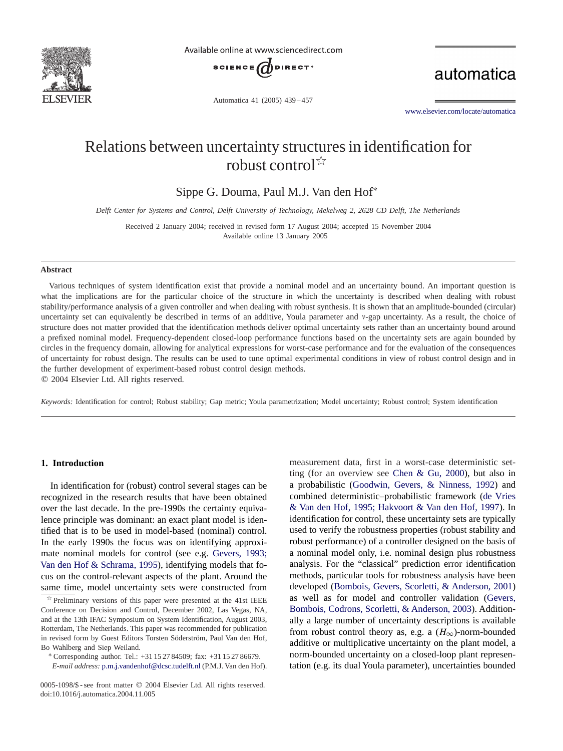# Relations between uncertainty structures in identification for robust control☆

Sippe G. Douma, Paul M.J. Van den Hof*

*Delft Center for Systems and Control, Delft University of Technology, Mekelweg 2, 2628 CD Delft, The Netherlands*

Received 2 January 2004; received in revised form 17 August 2004; accepted 15 November 2004
Available online 13 January 2005

## Abstract

Various techniques of system identification exist that provide a nominal model and an uncertainty bound. An important question is what the implications are for the particular choice of the structure in which the uncertainty is described when dealing with robust stability/performance analysis of a given controller and when dealing with robust synthesis. It is shown that an amplitude-bounded (circular) uncertainty set can equivalently be described in terms of an additive, Youla parameter and $\nu$-gap uncertainty. As a result, the choice of structure does not matter provided that the identification methods deliver optimal uncertainty sets rather than an uncertainty bound around a prefixed nominal model. Frequency-dependent closed-loop performance functions based on the uncertainty sets are again bounded by circles in the frequency domain, allowing for analytical expressions for worst-case performance and for the evaluation of the consequences of uncertainty for robust design. The results can be used to tune optimal experimental conditions in view of robust control design and in the further development of experiment-based robust control design methods.
© 2004 Elsevier Ltd. All rights reserved.

*Keywords:* Identification for control; Robust stability; Gap metric; Youla parametrization; Model uncertainty; Robust control; System identification

## 1. Introduction

In identification for (robust) control several stages can be recognized in the research results that have been obtained over the last decade. In the pre-1990s the certainty equivalence principle was dominant: an exact plant model is identified that is to be used in model-based (nominal) control. In the early 1990s the focus was on identifying approximate nominal models for control (see e.g. Gevers, 1993; Van den Hof & Schrama, 1995), identifying models that focus on the control-relevant aspects of the plant. Around the same time, model uncertainty sets were constructed from measurement data, first in a worst-case deterministic setting (for an overview see Chen & Gu, 2000), but also in a probabilistic (Goodwin, Gevers, & Ninness, 1992) and combined deterministic–probabilistic framework (de Vries & Van den Hof, 1995; Hakvoort & Van den Hof, 1997). In identification for control, these uncertainty sets are typically used to verify the robustness properties (robust stability and robust performance) of a controller designed on the basis of a nominal model only, i.e. nominal design plus robustness analysis. For the "classical" prediction error identification methods, particular tools for robustness analysis have been developed (Bombois, Gevers, Scorletti, & Anderson, 2001) as well as for model and controller validation (Gevers, Bombois, Codrons, Scorletti, & Anderson, 2003). Additionally a large number of uncertainty descriptions is available from robust control theory as, e.g. a ($H_\infty$)-norm-bounded additive or multiplicative uncertainty on the plant model, a norm-bounded uncertainty on a closed-loop plant representation (e.g. its dual Youla parameter), uncertainties bounded

☆ Preliminary versions of this paper were presented at the 41st IEEE Conference on Decision and Control, December 2002, Las Vegas, NA, and at the 13th IFAC Symposium on System Identification, August 2003, Rotterdam, The Netherlands. This paper was recommended for publication in revised form by Guest Editors Torsten Söderström, Paul Van den Hof, Bo Wahlberg and Siep Weiland.

* Corresponding author. Tel.: +31 15 27 84509; fax: +31 15 27 86679.
*E-mail address:* p.m.j.vandenhof@dcsc.tudelft.nl (P.M.J. Van den Hof).

0005-1098/$ - see front matter © 2004 Elsevier Ltd. All rights reserved.
doi:10.1016/j.automatica.2004.11.005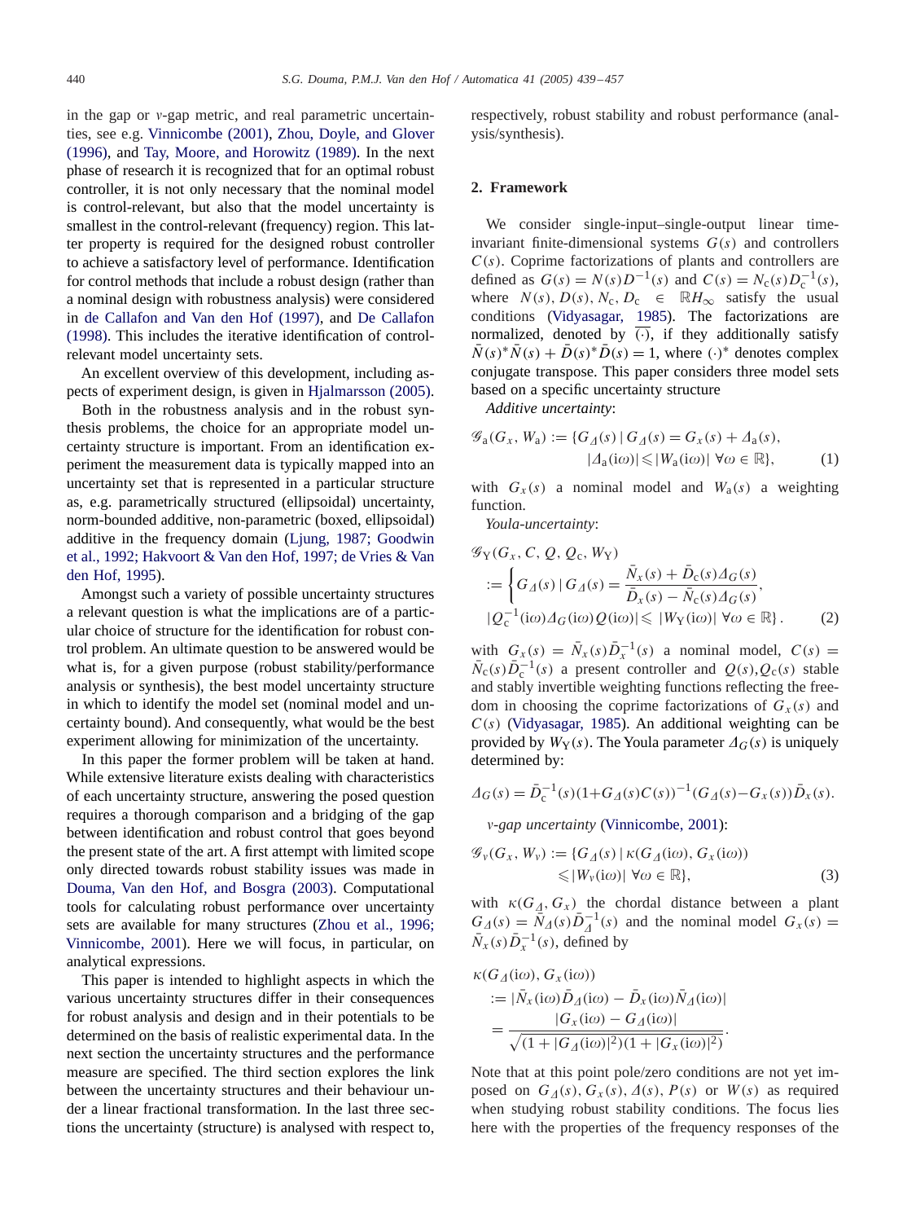in the gap or $\nu$-gap metric, and real parametric uncertainties, see e.g. Vinnicombe (2001), Zhou, Doyle, and Glover (1996), and Tay, Moore, and Horowitz (1989). In the next phase of research it is recognized that for an optimal robust controller, it is not only necessary that the nominal model is control-relevant, but also that the model uncertainty is smallest in the control-relevant (frequency) region. This latter property is required for the designed robust controller to achieve a satisfactory level of performance. Identification for control methods that include a robust design (rather than a nominal design with robustness analysis) were considered in de Callafon and Van den Hof (1997), and De Callafon (1998). This includes the iterative identification of control-relevant model uncertainty sets.

An excellent overview of this development, including aspects of experiment design, is given in Hjalmarsson (2005).

Both in the robustness analysis and in the robust synthesis problems, the choice for an appropriate model uncertainty structure is important. From an identification experiment the measurement data is typically mapped into an uncertainty set that is represented in a particular structure as, e.g. parametrically structured (ellipsoidal) uncertainty, norm-bounded additive, non-parametric (boxed, ellipsoidal) additive in the frequency domain (Ljung, 1987; Goodwin et al., 1992; Hakvoort & Van den Hof, 1997; de Vries & Van den Hof, 1995).

Amongst such a variety of possible uncertainty structures a relevant question is what the implications are of a particular choice of structure for the identification for robust control problem. An ultimate question to be answered would be what is, for a given purpose (robust stability/performance analysis or synthesis), the best model uncertainty structure in which to identify the model set (nominal model and uncertainty bound). And consequently, what would be the best experiment allowing for minimization of the uncertainty.

In this paper the former problem will be taken at hand. While extensive literature exists dealing with characteristics of each uncertainty structure, answering the posed question requires a thorough comparison and a bridging of the gap between identification and robust control that goes beyond the present state of the art. A first attempt with limited scope only directed towards robust stability issues was made in Douma, Van den Hof, and Bosgra (2003). Computational tools for calculating robust performance over uncertainty sets are available for many structures (Zhou et al., 1996; Vinnicombe, 2001). Here we will focus, in particular, on analytical expressions.

This paper is intended to highlight aspects in which the various uncertainty structures differ in their consequences for robust analysis and design and in their potentials to be determined on the basis of realistic experimental data. In the next section the uncertainty structures and the performance measure are specified. The third section explores the link between the uncertainty structures and their behaviour under a linear fractional transformation. In the last three sections the uncertainty (structure) is analysed with respect to, respectively, robust stability and robust performance (analysis/synthesis).

## 2. Framework

We consider single-input–single-output linear time-invariant finite-dimensional systems $G(s)$ and controllers $C(s)$. Coprime factorizations of plants and controllers are defined as $G(s) = N(s)D^{-1}(s)$ and $C(s) = N_c(s)D_c^{-1}(s)$, where $N(s), D(s), N_c, D_c \in \mathbb{R}H_\infty$ satisfy the usual conditions (Vidyasagar, 1985). The factorizations are normalized, denoted by $\overline{(\cdot)}$, if they additionally satisfy $\bar{N}(s)^*\bar{N}(s) + \bar{D}(s)^*\bar{D}(s) = 1$, where $(\cdot)^*$ denotes complex conjugate transpose. This paper considers three model sets based on a specific uncertainty structure

*Additive uncertainty*:

$$\mathscr{G}_a(G_x, W_a) := \{G_\Delta(s) \mid G_\Delta(s) = G_x(s) + \Delta_a(s), \\ |\Delta_a(i\omega)| \leqslant |W_a(i\omega)| \ \forall \omega \in \mathbb{R}\}, \tag{1}$$

with $G_x(s)$ a nominal model and $W_a(s)$ a weighting function.

*Youla-uncertainty*:

$$\mathscr{G}_Y(G_x, C, Q, Q_c, W_Y) \\ := \left\{ G_\Delta(s) \mid G_\Delta(s) = \frac{\bar{N}_x(s) + \bar{D}_c(s)\Delta_G(s)}{\bar{D}_x(s) - \bar{N}_c(s)\Delta_G(s)}, \right. \\ \left. |Q_c^{-1}(i\omega)\Delta_G(i\omega)Q(i\omega)| \leqslant |W_Y(i\omega)| \ \forall \omega \in \mathbb{R} \right\}. \tag{2}$$

with $G_x(s) = \bar{N}_x(s)\bar{D}_x^{-1}(s)$ a nominal model, $C(s) = \bar{N}_c(s)\bar{D}_c^{-1}(s)$ a present controller and $Q(s), Q_c(s)$ stable and stably invertible weighting functions reflecting the freedom in choosing the coprime factorizations of $G_x(s)$ and $C(s)$ (Vidyasagar, 1985). An additional weighting can be provided by $W_Y(s)$. The Youla parameter $\Delta_G(s)$ is uniquely determined by:

$$\Delta_G(s) = \bar{D}_c^{-1}(s)(1 + G_\Delta(s)C(s))^{-1}(G_\Delta(s) - G_x(s))\bar{D}_x(s).$$

*$\nu$-gap uncertainty* (Vinnicombe, 2001):

$$\mathscr{G}_\nu(G_x, W_\nu) := \{G_\Delta(s) \mid \kappa(G_\Delta(i\omega), G_x(i\omega)) \\ \leqslant |W_\nu(i\omega)| \ \forall \omega \in \mathbb{R}\}, \tag{3}$$

with $\kappa(G_\Delta, G_x)$ the chordal distance between a plant $G_\Delta(s) = \bar{N}_\Delta(s)\bar{D}_\Delta^{-1}(s)$ and the nominal model $G_x(s) = \bar{N}_x(s)\bar{D}_x^{-1}(s)$, defined by

$$\kappa(G_\Delta(i\omega), G_x(i\omega)) \\ := |\bar{N}_x(i\omega)\bar{D}_\Delta(i\omega) - \bar{D}_x(i\omega)\bar{N}_\Delta(i\omega)| \\ = \frac{|G_x(i\omega) - G_\Delta(i\omega)|}{\sqrt{(1 + |G_\Delta(i\omega)|^2)(1 + |G_x(i\omega)|^2)}}.$$

Note that at this point pole/zero conditions are not yet imposed on $G_\Delta(s), G_x(s), \Delta(s), P(s)$ or $W(s)$ as required when studying robust stability conditions. The focus lies here with the properties of the frequency responses of the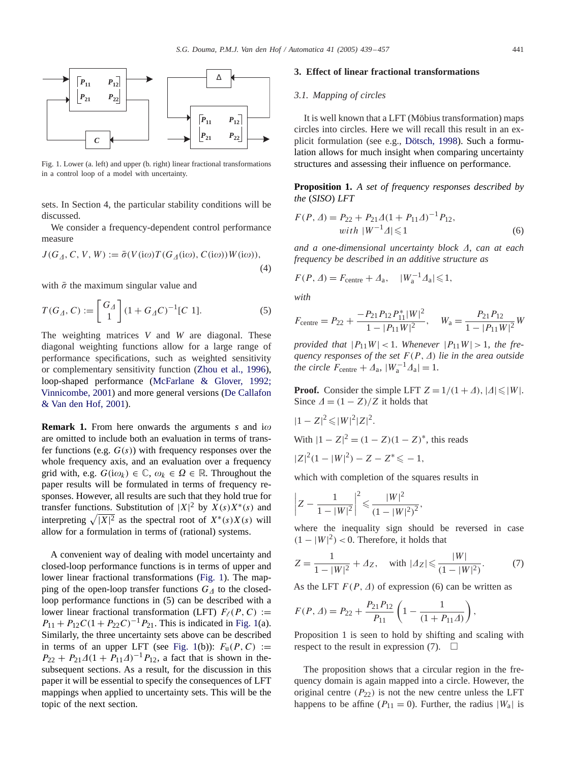Fig. 1. Lower (a. left) and upper (b. right) linear fractional transformations in a control loop of a model with uncertainty.

sets. In Section 4, the particular stability conditions will be discussed.

We consider a frequency-dependent control performance measure

$$J(G_\Delta, C, V, W) := \bar{\sigma}(V(\mathrm{i}\omega)T(G_\Delta(\mathrm{i}\omega), C(\mathrm{i}\omega))W(\mathrm{i}\omega)), \tag{4}$$

with $\bar{\sigma}$ the maximum singular value and

$$T(G_\Delta, C) := \begin{bmatrix} G_\Delta \\ 1 \end{bmatrix} (1 + G_\Delta C)^{-1} [C \;\; 1]. \tag{5}$$

The weighting matrices $V$ and $W$ are diagonal. These diagonal weighting functions allow for a large range of performance specifications, such as weighted sensitivity or complementary sensitivity function (Zhou et al., 1996), loop-shaped performance (McFarlane & Glover, 1992; Vinnicombe, 2001) and more general versions (De Callafon & Van den Hof, 2001).

**Remark 1.** From here onwards the arguments $s$ and $\mathrm{i}\omega$ are omitted to include both an evaluation in terms of transfer functions (e.g. $G(s)$) with frequency responses over the whole frequency axis, and an evaluation over a frequency grid with, e.g. $G(\mathrm{i}\omega_k) \in \mathbb{C}$, $\omega_k \in \Omega \in \mathbb{R}$. Throughout the paper results will be formulated in terms of frequency responses. However, all results are such that they hold true for transfer functions. Substitution of $|X|^2$ by $X(s)X^*(s)$ and interpreting $\sqrt{|X|^2}$ as the spectral root of $X^*(s)X(s)$ will allow for a formulation in terms of (rational) systems.

A convenient way of dealing with model uncertainty and closed-loop performance functions is in terms of upper and lower linear fractional transformations (Fig. 1). The mapping of the open-loop transfer functions $G_\Delta$ to the closed-loop performance functions in (5) can be described with a lower linear fractional transformation (LFT) $F_\ell(P, C) := P_{11} + P_{12}C(1 + P_{22}C)^{-1}P_{21}$. This is indicated in Fig. 1(a). Similarly, the three uncertainty sets above can be described in terms of an upper LFT (see Fig. 1(b)): $F_u(P, C) := P_{22} + P_{21}\Delta(1 + P_{11}\Delta)^{-1}P_{12}$, a fact that is shown in the subsequent sections. As a result, for the discussion in this paper it will be essential to specify the consequences of LFT mappings when applied to uncertainty sets. This will be the topic of the next section.

## 3. Effect of linear fractional transformations

### 3.1. Mapping of circles

It is well known that a LFT (Möbius transformation) maps circles into circles. Here we will recall this result in an explicit formulation (see e.g., Dötsch, 1998). Such a formulation allows for much insight when comparing uncertainty structures and assessing their influence on performance.

**Proposition 1.** *A set of frequency responses described by the (SISO) LFT*

$$F(P, \Delta) = P_{22} + P_{21}\Delta(1 + P_{11}\Delta)^{-1}P_{12}, \quad \text{with } |W^{-1}\Delta| \leqslant 1 \tag{6}$$

*and a one-dimensional uncertainty block $\Delta$, can at each frequency be described in an additive structure as*

$$F(P, \Delta) = F_{\text{centre}} + \Delta_a, \quad |W_a^{-1}\Delta_a| \leqslant 1,$$

*with*

$$F_{\text{centre}} = P_{22} + \frac{-P_{21}P_{12}P_{11}^*|W|^2}{1 - |P_{11}W|^2}, \quad W_a = \frac{P_{21}P_{12}}{1 - |P_{11}W|^2}W$$

*provided that $|P_{11}W| < 1$. Whenever $|P_{11}W| > 1$, the frequency responses of the set $F(P, \Delta)$ lie in the area outside the circle $F_{\text{centre}} + \Delta_a$, $|W_a^{-1}\Delta_a| = 1$.*

**Proof.** Consider the simple LFT $Z = 1/(1 + \Delta)$, $|\Delta| \leqslant |W|$. Since $\Delta = (1 - Z)/Z$ it holds that

$$|1 - Z|^2 \leqslant |W|^2|Z|^2.$$

With $|1 - Z|^2 = (1 - Z)(1 - Z)^*$, this reads

$$|Z|^2(1 - |W|^2) - Z - Z^* \leqslant -1,$$

which with completion of the squares results in

$$\left| Z - \frac{1}{1 - |W|^2} \right|^2 \leqslant \frac{|W|^2}{(1 - |W|^2)^2},$$

where the inequality sign should be reversed in case $(1 - |W|^2) < 0$. Therefore, it holds that

$$Z = \frac{1}{1 - |W|^2} + \Delta_Z, \quad \text{with } |\Delta_Z| \leqslant \frac{|W|}{(1 - |W|^2)}. \tag{7}$$

As the LFT $F(P, \Delta)$ of expression (6) can be written as

$$F(P, \Delta) = P_{22} + \frac{P_{21}P_{12}}{P_{11}} \left( 1 - \frac{1}{(1 + P_{11}\Delta)} \right),$$

Proposition 1 is seen to hold by shifting and scaling with respect to the result in expression (7). $\square$

The proposition shows that a circular region in the frequency domain is again mapped into a circle. However, the original centre ($P_{22}$) is not the new centre unless the LFT happens to be affine ($P_{11} = 0$). Further, the radius $|W_a|$ is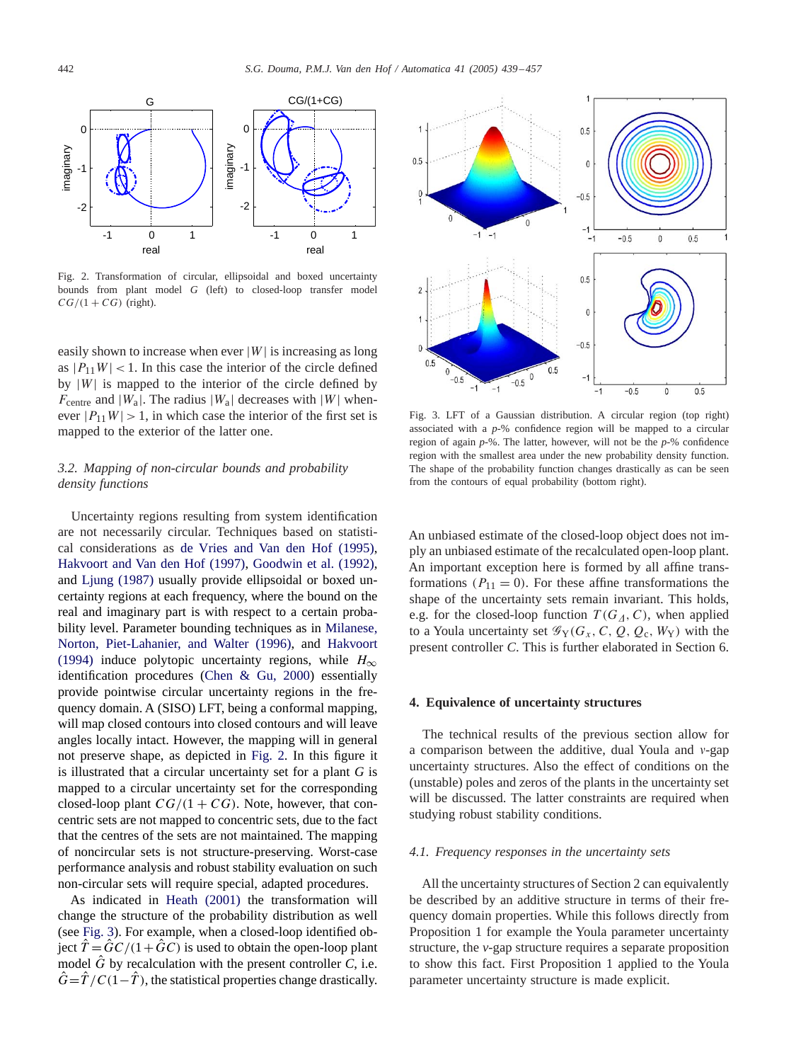Fig. 2. Transformation of circular, ellipsoidal and boxed uncertainty bounds from plant model $G$ (left) to closed-loop transfer model $CG/(1+CG)$ (right).

easily shown to increase when ever $|W|$ is increasing as long as $|P_{11}W| < 1$. In this case the interior of the circle defined by $|W|$ is mapped to the interior of the circle defined by $F_{\text{centre}}$ and $|W_a|$. The radius $|W_a|$ decreases with $|W|$ whenever $|P_{11}W| > 1$, in which case the interior of the first set is mapped to the exterior of the latter one.

### *3.2. Mapping of non-circular bounds and probability density functions*

Uncertainty regions resulting from system identification are not necessarily circular. Techniques based on statistical considerations as de Vries and Van den Hof (1995), Hakvoort and Van den Hof (1997), Goodwin et al. (1992), and Ljung (1987) usually provide ellipsoidal or boxed uncertainty regions at each frequency, where the bound on the real and imaginary part is with respect to a certain probability level. Parameter bounding techniques as in Milanese, Norton, Piet-Lahanier, and Walter (1996), and Hakvoort (1994) induce polytopic uncertainty regions, while $H_\infty$ identification procedures (Chen & Gu, 2000) essentially provide pointwise circular uncertainty regions in the frequency domain. A (SISO) LFT, being a conformal mapping, will map closed contours into closed contours and will leave angles locally intact. However, the mapping will in general not preserve shape, as depicted in Fig. 2. In this figure it is illustrated that a circular uncertainty set for a plant $G$ is mapped to a circular uncertainty set for the corresponding closed-loop plant $CG/(1+CG)$. Note, however, that concentric sets are not mapped to concentric sets, due to the fact that the centres of the sets are not maintained. The mapping of noncircular sets is not structure-preserving. Worst-case performance analysis and robust stability evaluation on such non-circular sets will require special, adapted procedures.

As indicated in Heath (2001) the transformation will change the structure of the probability distribution as well (see Fig. 3). For example, when a closed-loop identified object $\hat{T} = \hat{G}C/(1+\hat{G}C)$ is used to obtain the open-loop plant model $\hat{G}$ by recalculation with the present controller $C$, i.e. $\hat{G} = \hat{T}/C(1-\hat{T})$, the statistical properties change drastically.

Fig. 3. LFT of a Gaussian distribution. A circular region (top right) associated with a $p$-% confidence region will be mapped to a circular region of again $p$-%. The latter, however, will not be the $p$-% confidence region with the smallest area under the new probability density function. The shape of the probability function changes drastically as can be seen from the contours of equal probability (bottom right).

An unbiased estimate of the closed-loop object does not imply an unbiased estimate of the recalculated open-loop plant. An important exception here is formed by all affine transformations ($P_{11} = 0$). For these affine transformations the shape of the uncertainty sets remain invariant. This holds, e.g. for the closed-loop function $T(G_\Delta, C)$, when applied to a Youla uncertainty set $\mathscr{G}_{\text{Y}}(G_x, C, Q, Q_c, W_{\text{Y}})$ with the present controller $C$. This is further elaborated in Section 6.

## 4. Equivalence of uncertainty structures

The technical results of the previous section allow for a comparison between the additive, dual Youla and $v$-gap uncertainty structures. Also the effect of conditions on the (unstable) poles and zeros of the plants in the uncertainty set will be discussed. The latter constraints are required when studying robust stability conditions.

### *4.1. Frequency responses in the uncertainty sets*

All the uncertainty structures of Section 2 can equivalently be described by an additive structure in terms of their frequency domain properties. While this follows directly from Proposition 1 for example the Youla parameter uncertainty structure, the $v$-gap structure requires a separate proposition to show this fact. First Proposition 1 applied to the Youla parameter uncertainty structure is made explicit.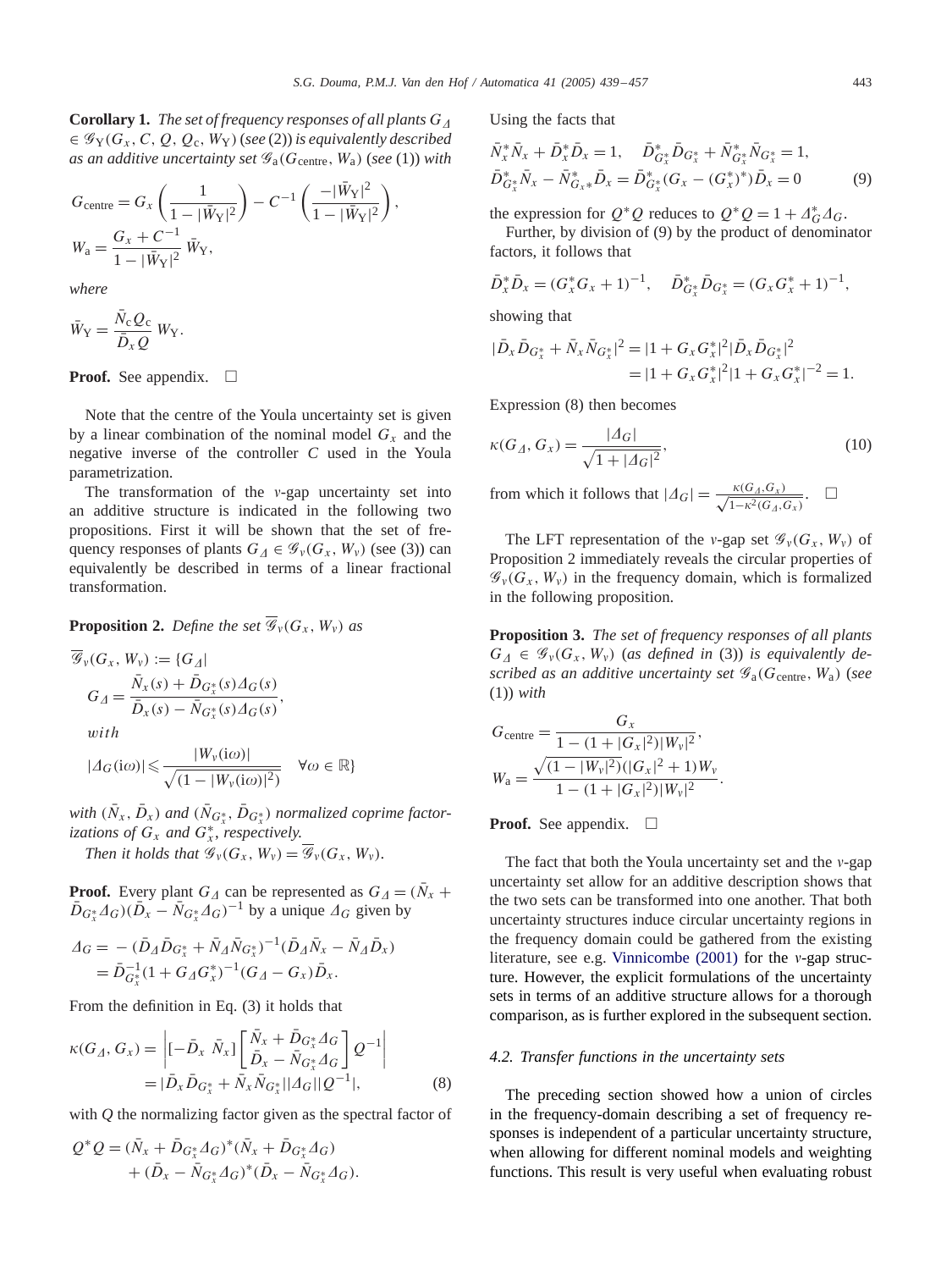**Corollary 1.** *The set of frequency responses of all plants $G_\Delta \in \mathscr{G}_{\rm Y}(G_x, C, Q, Q_{\rm c}, W_{\rm Y})$ (see (2)) is equivalently described as an additive uncertainty set $\mathscr{G}_{\rm a}(G_{\rm centre}, W_{\rm a})$ (see (1)) with*

$$G_{\rm centre} = G_x\left(\frac{1}{1-|\bar{W}_{\rm Y}|^2}\right) - C^{-1}\left(\frac{-|\bar{W}_{\rm Y}|^2}{1-|\bar{W}_{\rm Y}|^2}\right),$$

$$W_{\rm a} = \frac{G_x + C^{-1}}{1-|\bar{W}_{\rm Y}|^2}\,\bar{W}_{\rm Y},$$

*where*

$$\bar{W}_{\rm Y} = \frac{\bar{N}_{\rm c} Q_{\rm c}}{\bar{D}_x Q}\, W_{\rm Y}.$$

**Proof.** See appendix. □

Note that the centre of the Youla uncertainty set is given by a linear combination of the nominal model $G_x$ and the negative inverse of the controller $C$ used in the Youla parametrization.

The transformation of the $\nu$-gap uncertainty set into an additive structure is indicated in the following two propositions. First it will be shown that the set of frequency responses of plants $G_\Delta \in \mathscr{G}_\nu(G_x, W_\nu)$ (see (3)) can equivalently be described in terms of a linear fractional transformation.

**Proposition 2.** *Define the set $\overline{\mathscr{G}}_\nu(G_x, W_\nu)$ as*

$$\overline{\mathscr{G}}_\nu(G_x, W_\nu) := \{G_\Delta |$$
$$G_\Delta = \frac{\bar{N}_x(s) + \bar{D}_{G_x^*}(s)\Delta_G(s)}{\bar{D}_x(s) - \bar{N}_{G_x^*}(s)\Delta_G(s)},$$
$$with$$
$$|\Delta_G(\mathrm{i}\omega)| \leqslant \frac{|W_\nu(\mathrm{i}\omega)|}{\sqrt{(1-|W_\nu(\mathrm{i}\omega)|^2)}} \quad \forall \omega \in \mathbb{R}\}$$

*with $(\bar{N}_x, \bar{D}_x)$ and $(\bar{N}_{G_x^*}, \bar{D}_{G_x^*})$ normalized coprime factorizations of $G_x$ and $G_x^*$, respectively.*

*Then it holds that $\mathscr{G}_\nu(G_x, W_\nu) = \overline{\mathscr{G}}_\nu(G_x, W_\nu)$.*

**Proof.** Every plant $G_\Delta$ can be represented as $G_\Delta = (\bar{N}_x + \bar{D}_{G_x^*}\Delta_G)(\bar{D}_x - \bar{N}_{G_x^*}\Delta_G)^{-1}$ by a unique $\Delta_G$ given by

$$\begin{aligned}\Delta_G &= -(\bar{D}_\Delta \bar{D}_{G_x^*} + \bar{N}_\Delta \bar{N}_{G_x^*})^{-1}(\bar{D}_\Delta \bar{N}_x - \bar{N}_\Delta \bar{D}_x)\\ &= \bar{D}_{G_x^*}^{-1}(1 + G_\Delta G_x^*)^{-1}(G_\Delta - G_x)\bar{D}_x.\end{aligned}$$

From the definition in Eq. (3) it holds that

$$\begin{aligned}\kappa(G_\Delta, G_x) &= \left|[-\bar{D}_x \;\; \bar{N}_x]\begin{bmatrix}\bar{N}_x + \bar{D}_{G_x^*}\Delta_G\\ \bar{D}_x - \bar{N}_{G_x^*}\Delta_G\end{bmatrix}Q^{-1}\right|\\ &= |\bar{D}_x\bar{D}_{G_x^*} + \bar{N}_x\bar{N}_{G_x^*}||\Delta_G||Q^{-1}|, \end{aligned} \tag{8}$$

with $Q$ the normalizing factor given as the spectral factor of

$$Q^*Q = (\bar{N}_x + \bar{D}_{G_x^*}\Delta_G)^*(\bar{N}_x + \bar{D}_{G_x^*}\Delta_G) + (\bar{D}_x - \bar{N}_{G_x^*}\Delta_G)^*(\bar{D}_x - \bar{N}_{G_x^*}\Delta_G).$$

Using the facts that

$$\begin{aligned}&\bar{N}_x^*\bar{N}_x + \bar{D}_x^*\bar{D}_x = 1, \quad \bar{D}_{G_x^*}^*\bar{D}_{G_x^*} + \bar{N}_{G_x^*}^*\bar{N}_{G_x^*} = 1,\\ &\bar{D}_{G_x^*}^*\bar{N}_x - \bar{N}_{G_x*}^*\bar{D}_x = \bar{D}_{G_x^*}^*(G_x - (G_x^*)^*)\bar{D}_x = 0\end{aligned} \tag{9}$$

the expression for $Q^*Q$ reduces to $Q^*Q = 1 + \Delta_G^*\Delta_G$.

Further, by division of (9) by the product of denominator factors, it follows that

$$\bar{D}_x^*\bar{D}_x = (G_x^*G_x + 1)^{-1}, \quad \bar{D}_{G_x^*}^*\bar{D}_{G_x^*} = (G_xG_x^* + 1)^{-1},$$

showing that

$$\begin{aligned}|\bar{D}_x\bar{D}_{G_x^*} + \bar{N}_x\bar{N}_{G_x^*}|^2 &= |1 + G_xG_x^*|^2|\bar{D}_x\bar{D}_{G_x^*}|^2\\ &= |1 + G_xG_x^*|^2|1 + G_xG_x^*|^{-2} = 1.\end{aligned}$$

Expression (8) then becomes

$$\kappa(G_\Delta, G_x) = \frac{|\Delta_G|}{\sqrt{1 + |\Delta_G|^2}}, \tag{10}$$

from which it follows that $|\Delta_G| = \frac{\kappa(G_\Delta, G_x)}{\sqrt{1-\kappa^2(G_\Delta, G_x)}}$. □

The LFT representation of the $\nu$-gap set $\mathscr{G}_\nu(G_x, W_\nu)$ of Proposition 2 immediately reveals the circular properties of $\mathscr{G}_\nu(G_x, W_\nu)$ in the frequency domain, which is formalized in the following proposition.

**Proposition 3.** *The set of frequency responses of all plants $G_\Delta \in \mathscr{G}_\nu(G_x, W_\nu)$ (as defined in (3)) is equivalently described as an additive uncertainty set $\mathscr{G}_{\rm a}(G_{\rm centre}, W_{\rm a})$ (see (1)) with*

$$G_{\rm centre} = \frac{G_x}{1-(1+|G_x|^2)|W_\nu|^2},$$

$$W_{\rm a} = \frac{\sqrt{(1-|W_\nu|^2)}(|G_x|^2+1)W_\nu}{1-(1+|G_x|^2)|W_\nu|^2}.$$

**Proof.** See appendix. □

The fact that both the Youla uncertainty set and the $\nu$-gap uncertainty set allow for an additive description shows that the two sets can be transformed into one another. That both uncertainty structures induce circular uncertainty regions in the frequency domain could be gathered from the existing literature, see e.g. Vinnicombe (2001) for the $\nu$-gap structure. However, the explicit formulations of the uncertainty sets in terms of an additive structure allows for a thorough comparison, as is further explored in the subsequent section.

### 4.2. Transfer functions in the uncertainty sets

The preceding section showed how a union of circles in the frequency-domain describing a set of frequency responses is independent of a particular uncertainty structure, when allowing for different nominal models and weighting functions. This result is very useful when evaluating robust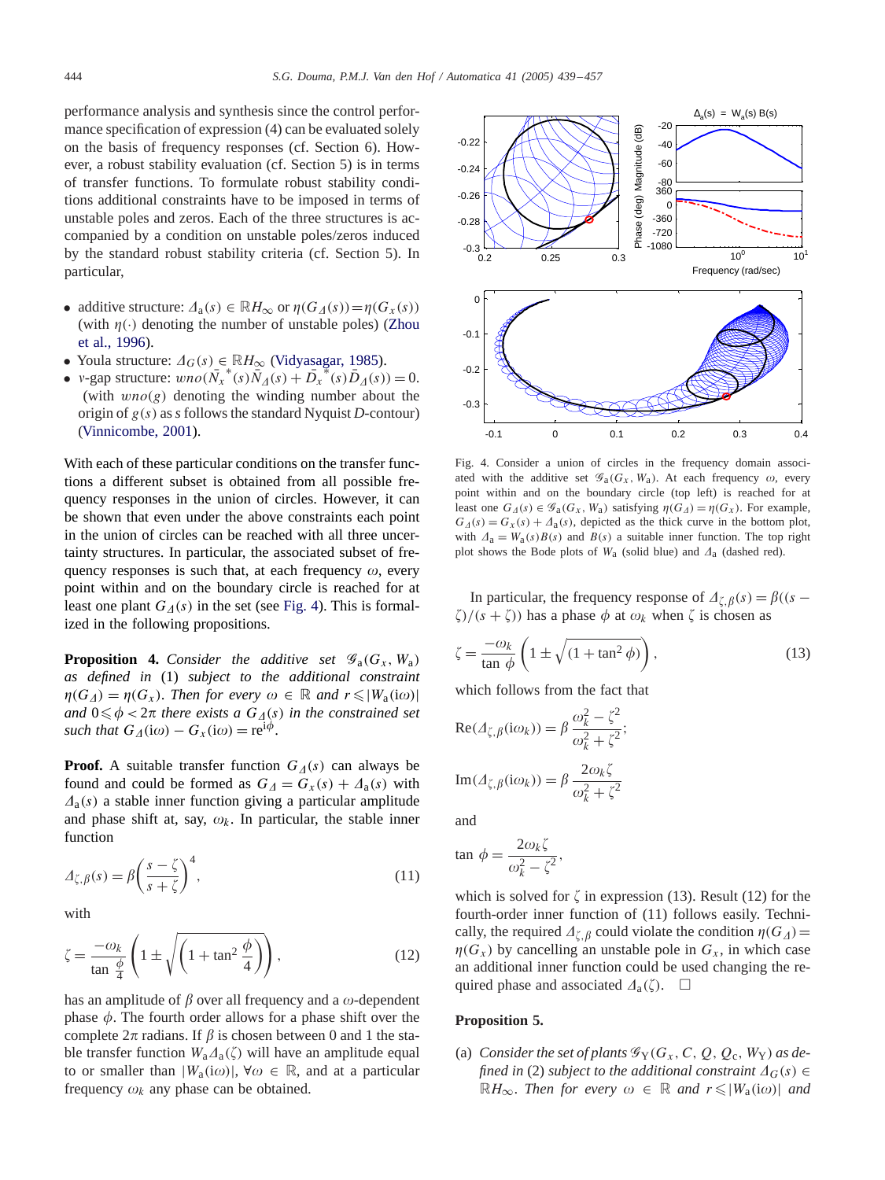performance analysis and synthesis since the control performance specification of expression (4) can be evaluated solely on the basis of frequency responses (cf. Section 6). However, a robust stability evaluation (cf. Section 5) is in terms of transfer functions. To formulate robust stability conditions additional constraints have to be imposed in terms of unstable poles and zeros. Each of the three structures is accompanied by a condition on unstable poles/zeros induced by the standard robust stability criteria (cf. Section 5). In particular,

- additive structure: $\Delta_a(s) \in \mathbb{R}H_\infty$ or $\eta(G_\Delta(s)) = \eta(G_x(s))$ (with $\eta(\cdot)$ denoting the number of unstable poles) (Zhou et al., 1996).
- Youla structure: $\Delta_G(s) \in \mathbb{R}H_\infty$ (Vidyasagar, 1985).
- $\nu$-gap structure: $wno(\bar{N}_x^{\ *}(s)\bar{N}_\Delta(s) + \bar{D}_x^{\ *}(s)\bar{D}_\Delta(s)) = 0$. (with $wno(g)$ denoting the winding number about the origin of $g(s)$ as $s$ follows the standard Nyquist $D$-contour) (Vinnicombe, 2001).

With each of these particular conditions on the transfer functions a different subset is obtained from all possible frequency responses in the union of circles. However, it can be shown that even under the above constraints each point in the union of circles can be reached with all three uncertainty structures. In particular, the associated subset of frequency responses is such that, at each frequency $\omega$, every point within and on the boundary circle is reached for at least one plant $G_\Delta(s)$ in the set (see Fig. 4). This is formalized in the following propositions.

**Proposition 4.** *Consider the additive set* $\mathscr{G}_a(G_x, W_a)$ *as defined in* (1) *subject to the additional constraint* $\eta(G_\Delta) = \eta(G_x)$. *Then for every* $\omega \in \mathbb{R}$ *and* $r \leqslant |W_a(i\omega)|$ *and* $0 \leqslant \phi < 2\pi$ *there exists a* $G_\Delta(s)$ *in the constrained set such that* $G_\Delta(i\omega) - G_x(i\omega) = re^{i\phi}$.

**Proof.** A suitable transfer function $G_\Delta(s)$ can always be found and could be formed as $G_\Delta = G_x(s) + \Delta_a(s)$ with $\Delta_a(s)$ a stable inner function giving a particular amplitude and phase shift at, say, $\omega_k$. In particular, the stable inner function

$$\Delta_{\zeta,\beta}(s) = \beta\left(\frac{s-\zeta}{s+\zeta}\right)^4, \tag{11}$$

with

$$\zeta = \frac{-\omega_k}{\tan\frac{\phi}{4}}\left(1 \pm \sqrt{\left(1+\tan^2\frac{\phi}{4}\right)}\right), \tag{12}$$

has an amplitude of $\beta$ over all frequency and a $\omega$-dependent phase $\phi$. The fourth order allows for a phase shift over the complete $2\pi$ radians. If $\beta$ is chosen between 0 and 1 the stable transfer function $W_a\Delta_a(\zeta)$ will have an amplitude equal to or smaller than $|W_a(i\omega)|$, $\forall\omega \in \mathbb{R}$, and at a particular frequency $\omega_k$ any phase can be obtained.

Fig. 4. Consider a union of circles in the frequency domain associated with the additive set $\mathscr{G}_a(G_x, W_a)$. At each frequency $\omega$, every point within and on the boundary circle (top left) is reached for at least one $G_\Delta(s) \in \mathscr{G}_a(G_x, W_a)$ satisfying $\eta(G_\Delta) = \eta(G_x)$. For example, $G_\Delta(s) = G_x(s) + \Delta_a(s)$, depicted as the thick curve in the bottom plot, with $\Delta_a = W_a(s)B(s)$ and $B(s)$ a suitable inner function. The top right plot shows the Bode plots of $W_a$ (solid blue) and $\Delta_a$ (dashed red).

In particular, the frequency response of $\Delta_{\zeta,\beta}(s) = \beta((s-\zeta)/(s+\zeta))$ has a phase $\phi$ at $\omega_k$ when $\zeta$ is chosen as

$$\zeta = \frac{-\omega_k}{\tan\phi}\left(1 \pm \sqrt{(1+\tan^2\phi)}\right), \tag{13}$$

which follows from the fact that

$$\mathrm{Re}(\Delta_{\zeta,\beta}(i\omega_k)) = \beta\,\frac{\omega_k^2 - \zeta^2}{\omega_k^2 + \zeta^2};$$

$$\mathrm{Im}(\Delta_{\zeta,\beta}(i\omega_k)) = \beta\,\frac{2\omega_k\zeta}{\omega_k^2 + \zeta^2}$$

and

$$\tan\phi = \frac{2\omega_k\zeta}{\omega_k^2 - \zeta^2},$$

which is solved for $\zeta$ in expression (13). Result (12) for the fourth-order inner function of (11) follows easily. Technically, the required $\Delta_{\zeta,\beta}$ could violate the condition $\eta(G_\Delta) = \eta(G_x)$ by cancelling an unstable pole in $G_x$, in which case an additional inner function could be used changing the required phase and associated $\Delta_a(\zeta)$. $\square$

**Proposition 5.**

(a) *Consider the set of plants* $\mathscr{G}_Y(G_x, C, Q, Q_c, W_Y)$ *as defined in* (2) *subject to the additional constraint* $\Delta_G(s) \in \mathbb{R}H_\infty$. *Then for every* $\omega \in \mathbb{R}$ *and* $r \leqslant |W_a(i\omega)|$ *and*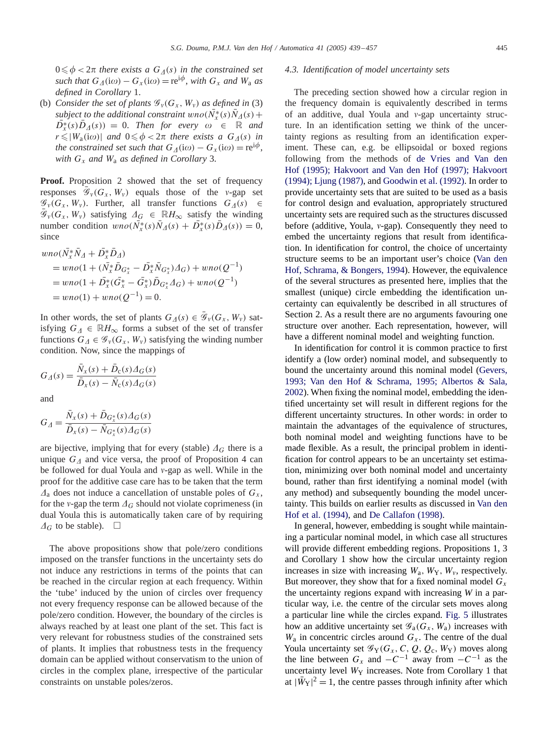$0 \leqslant \phi < 2\pi$ *there exists a* $G_\Delta(s)$ *in the constrained set such that* $G_\Delta(\mathrm{i}\omega) - G_x(\mathrm{i}\omega) = r\mathrm{e}^{\mathrm{i}\phi}$, *with* $G_x$ *and* $W_\mathrm{a}$ *as defined in Corollary* 1.

(b) *Consider the set of plants* $\mathcal{G}_\nu(G_x, W_\nu)$ *as defined in* (3) *subject to the additional constraint* $wno(\bar{N}_x^*(s)\bar{N}_\Delta(s) + \bar{D}_x^*(s)\bar{D}_\Delta(s)) = 0$. *Then for every* $\omega \in \mathbb{R}$ *and* $r \leqslant |W_\mathrm{a}(\mathrm{i}\omega)|$ *and* $0 \leqslant \phi < 2\pi$ *there exists a* $G_\Delta(s)$ *in the constrained set such that* $G_\Delta(\mathrm{i}\omega) - G_x(\mathrm{i}\omega) = r\mathrm{e}^{\mathrm{i}\phi}$, *with* $G_x$ *and* $W_\mathrm{a}$ *as defined in Corollary* 3.

**Proof.** Proposition 2 showed that the set of frequency responses $\bar{\mathcal{G}}_\nu(G_x, W_\nu)$ equals those of the $\nu$-gap set $\mathcal{G}_\nu(G_x, W_\nu)$. Further, all transfer functions $G_\Delta(s) \in \bar{\mathcal{G}}_\nu(G_x, W_\nu)$ satisfying $\Delta_G \in \mathbb{R}H_\infty$ satisfy the winding number condition $wno(\bar{N}_x^*(s)\bar{N}_\Delta(s) + \bar{D}_x^*(s)\bar{D}_\Delta(s)) = 0$, since

$$
\begin{aligned}
& wno(\bar{N}_x^*\bar{N}_\Delta + \bar{D}_x^*\bar{D}_\Delta) \\
&= wno(1 + (\bar{N}_x^*\bar{D}_{G_x^*} - \bar{D}_x^*\bar{N}_{G_x^*})\Delta_G) + wno(Q^{-1}) \\
&= wno(1 + \bar{D}_x^*(\bar{G}_x^* - \bar{G}_x^*)\bar{D}_{G_x^*}\Delta_G) + wno(Q^{-1}) \\
&= wno(1) + wno(Q^{-1}) = 0.
\end{aligned}
$$

In other words, the set of plants $G_\Delta(s) \in \bar{\mathcal{G}}_\nu(G_x, W_\nu)$ satisfying $G_\Delta \in \mathbb{R}H_\infty$ forms a subset of the set of transfer functions $G_\Delta \in \mathcal{G}_\nu(G_x, W_\nu)$ satisfying the winding number condition. Now, since the mappings of

$$
G_\Delta(s) = \frac{\bar{N}_x(s) + \bar{D}_\mathrm{c}(s)\Delta_G(s)}{\bar{D}_x(s) - \bar{N}_\mathrm{c}(s)\Delta_G(s)}
$$

and

$$
G_\Delta = \frac{\bar{N}_x(s) + \bar{D}_{G_x^*}(s)\Delta_G(s)}{\bar{D}_x(s) - \bar{N}_{G_x^*}(s)\Delta_G(s)}
$$

are bijective, implying that for every (stable) $\Delta_G$ there is a unique $G_\Delta$ and vice versa, the proof of Proposition 4 can be followed for dual Youla and $\nu$-gap as well. While in the proof for the additive case care has to be taken that the term $\Delta_\mathrm{a}$ does not induce a cancellation of unstable poles of $G_x$, for the $\nu$-gap the term $\Delta_G$ should not violate coprimeness (in dual Youla this is automatically taken care of by requiring $\Delta_G$ to be stable). $\square$

The above propositions show that pole/zero conditions imposed on the transfer functions in the uncertainty sets do not induce any restrictions in terms of the points that can be reached in the circular region at each frequency. Within the 'tube' induced by the union of circles over frequency not every frequency response can be allowed because of the pole/zero condition. However, the boundary of the circles is always reached by at least one plant of the set. This fact is very relevant for robustness studies of the constrained sets of plants. It implies that robustness tests in the frequency domain can be applied without conservatism to the union of circles in the complex plane, irrespective of the particular constraints on unstable poles/zeros.

### 4.3. Identification of model uncertainty sets

The preceding section showed how a circular region in the frequency domain is equivalently described in terms of an additive, dual Youla and $\nu$-gap uncertainty structure. In an identification setting we think of the uncertainty regions as resulting from an identification experiment. These can, e.g. be ellipsoidal or boxed regions following from the methods of de Vries and Van den Hof (1995); Hakvoort and Van den Hof (1997); Hakvoort (1994); Ljung (1987), and Goodwin et al. (1992). In order to provide uncertainty sets that are suited to be used as a basis for control design and evaluation, appropriately structured uncertainty sets are required such as the structures discussed before (additive, Youla, $\nu$-gap). Consequently they need to embed the uncertainty regions that result from identification. In identification for control, the choice of uncertainty structure seems to be an important user's choice (Van den Hof, Schrama, & Bongers, 1994). However, the equivalence of the several structures as presented here, implies that the smallest (unique) circle embedding the identification uncertainty can equivalently be described in all structures of Section 2. As a result there are no arguments favouring one structure over another. Each representation, however, will have a different nominal model and weighting function.

In identification for control it is common practice to first identify a (low order) nominal model, and subsequently to bound the uncertainty around this nominal model (Gevers, 1993; Van den Hof & Schrama, 1995; Albertos & Sala, 2002). When fixing the nominal model, embedding the identified uncertainty set will result in different regions for the different uncertainty structures. In other words: in order to maintain the advantages of the equivalence of structures, both nominal model and weighting functions have to be made flexible. As a result, the principal problem in identification for control appears to be an uncertainty set estimation, minimizing over both nominal model and uncertainty bound, rather than first identifying a nominal model (with any method) and subsequently bounding the model uncertainty. This builds on earlier results as discussed in Van den Hof et al. (1994), and De Callafon (1998).

In general, however, embedding is sought while maintaining a particular nominal model, in which case all structures will provide different embedding regions. Propositions 1, 3 and Corollary 1 show how the circular uncertainty region increases in size with increasing $W_\mathrm{a}$, $W_\mathrm{Y}$, $W_\nu$, respectively. But moreover, they show that for a fixed nominal model $G_x$ the uncertainty regions expand with increasing $W$ in a particular way, i.e. the centre of the circular sets moves along a particular line while the circles expand. Fig. 5 illustrates how an additive uncertainty set $\mathcal{G}_\mathrm{a}(G_x, W_\mathrm{a})$ increases with $W_\mathrm{a}$ in concentric circles around $G_x$. The centre of the dual Youla uncertainty set $\mathcal{G}_\mathrm{Y}(G_x, C, Q, Q_\mathrm{c}, W_\mathrm{Y})$ moves along the line between $G_x$ and $-C^{-1}$ away from $-C^{-1}$ as the uncertainty level $W_\mathrm{Y}$ increases. Note from Corollary 1 that at $|\bar{W}_\mathrm{Y}|^2 = 1$, the centre passes through infinity after which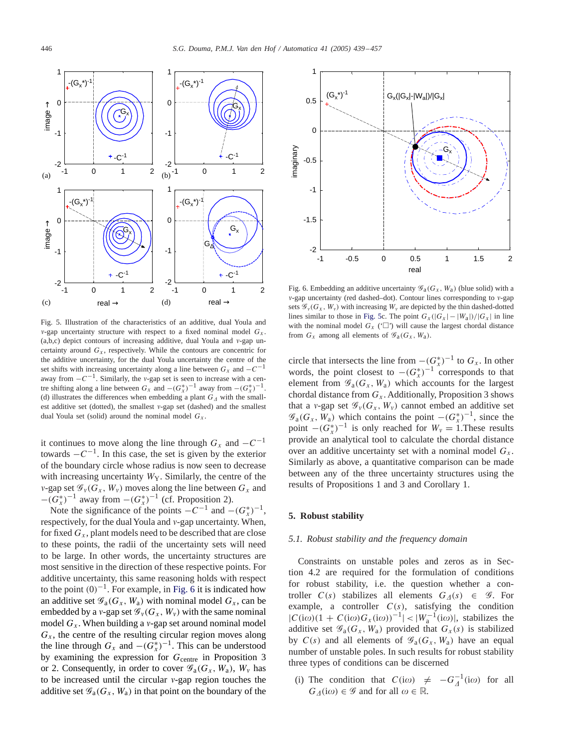Fig. 5. Illustration of the characteristics of an additive, dual Youla and $\nu$-gap uncertainty structure with respect to a fixed nominal model $G_x$. (a,b,c) depict contours of increasing additive, dual Youla and $\nu$-gap uncertainty around $G_x$, respectively. While the contours are concentric for the additive uncertainty, for the dual Youla uncertainty the centre of the set shifts with increasing uncertainty along a line between $G_x$ and $-C^{-1}$ away from $-C^{-1}$. Similarly, the $\nu$-gap set is seen to increase with a centre shifting along a line between $G_x$ and $-(G_x^*)^{-1}$ away from $-(G_x^*)^{-1}$. (d) illustrates the differences when embedding a plant $G_\Delta$ with the smallest additive set (dotted), the smallest $\nu$-gap set (dashed) and the smallest dual Youla set (solid) around the nominal model $G_x$.

it continues to move along the line through $G_x$ and $-C^{-1}$ towards $-C^{-1}$. In this case, the set is given by the exterior of the boundary circle whose radius is now seen to decrease with increasing uncertainty $W_Y$. Similarly, the centre of the $\nu$-gap set $\mathscr{G}_\nu(G_x, W_\nu)$ moves along the line between $G_x$ and $-(G_x^*)^{-1}$ away from $-(G_x^*)^{-1}$ (cf. Proposition 2).

Note the significance of the points $-C^{-1}$ and $-(G_x^*)^{-1}$, respectively, for the dual Youla and $\nu$-gap uncertainty. When, for fixed $G_x$, plant models need to be described that are close to these points, the radii of the uncertainty sets will need to be large. In other words, the uncertainty structures are most sensitive in the direction of these respective points. For additive uncertainty, this same reasoning holds with respect to the point $(0)^{-1}$. For example, in Fig. 6 it is indicated how an additive set $\mathscr{G}_a(G_x, W_a)$ with nominal model $G_x$, can be embedded by a $\nu$-gap set $\mathscr{G}_\nu(G_x, W_\nu)$ with the same nominal model $G_x$. When building a $\nu$-gap set around nominal model $G_x$, the centre of the resulting circular region moves along the line through $G_x$ and $-(G_x^*)^{-1}$. This can be understood by examining the expression for $G_{\text{centre}}$ in Proposition 3 or 2. Consequently, in order to cover $\mathscr{G}_a(G_x, W_a)$, $W_\nu$ has to be increased until the circular $\nu$-gap region touches the additive set $\mathscr{G}_a(G_x, W_a)$ in that point on the boundary of the circle that intersects the line from $-(G_x^*)^{-1}$ to $G_x$. In other words, the point closest to $-(G_x^*)^{-1}$ corresponds to that element from $\mathscr{G}_a(G_x, W_a)$ which accounts for the largest chordal distance from $G_x$. Additionally, Proposition 3 shows that a $\nu$-gap set $\mathscr{G}_\nu(G_x, W_\nu)$ cannot embed an additive set $\mathscr{G}_a(G_x, W_a)$ which contains the point $-(G_x^*)^{-1}$, since the point $-(G_x^*)^{-1}$ is only reached for $W_\nu = 1$.These results provide an analytical tool to calculate the chordal distance over an additive uncertainty set with a nominal model $G_x$. Similarly as above, a quantitative comparison can be made between any of the three uncertainty structures using the results of Propositions 1 and 3 and Corollary 1.

Fig. 6. Embedding an additive uncertainty $\mathscr{G}_a(G_x, W_a)$ (blue solid) with a $\nu$-gap uncertainty (red dashed–dot). Contour lines corresponding to $\nu$-gap sets $\mathscr{G}_\nu(G_x, W_\nu)$ with increasing $W_\nu$ are depicted by the thin dashed-dotted lines similar to those in Fig. 5c. The point $G_x(|G_x| - |W_a|)/|G_x|$ in line with the nominal model $G_x$ ('□') will cause the largest chordal distance from $G_x$ among all elements of $\mathscr{G}_a(G_x, W_a)$.

## 5. Robust stability

### 5.1. Robust stability and the frequency domain

Constraints on unstable poles and zeros as in Section 4.2 are required for the formulation of conditions for robust stability, i.e. the question whether a controller $C(s)$ stabilizes all elements $G_\Delta(s) \in \mathscr{G}$. For example, a controller $C(s)$, satisfying the condition $|C(\mathrm{i}\omega)(1 + C(\mathrm{i}\omega)G_x(\mathrm{i}\omega))^{-1}| < |W_a^{-1}(\mathrm{i}\omega)|$, stabilizes the additive set $\mathscr{G}_a(G_x, W_a)$ provided that $G_x(s)$ is stabilized by $C(s)$ and all elements of $\mathscr{G}_a(G_x, W_a)$ have an equal number of unstable poles. In such results for robust stability three types of conditions can be discerned

(i) The condition that $C(\mathrm{i}\omega) \neq -G_\Delta^{-1}(\mathrm{i}\omega)$ for all $G_\Delta(\mathrm{i}\omega) \in \mathscr{G}$ and for all $\omega \in \mathbb{R}$.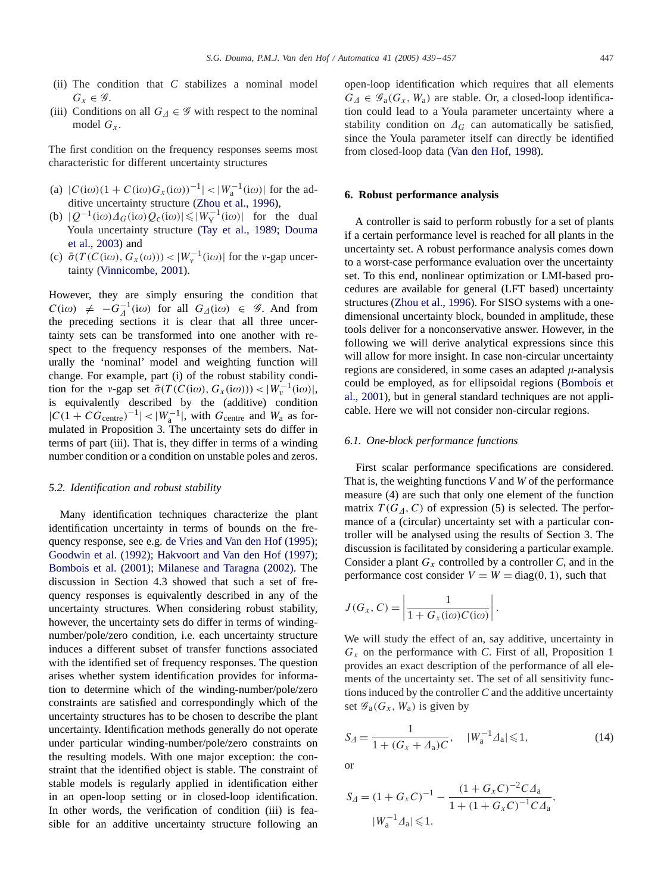(ii) The condition that $C$ stabilizes a nominal model $G_x \in \mathscr{G}$.
(iii) Conditions on all $G_\Delta \in \mathscr{G}$ with respect to the nominal model $G_x$.

The first condition on the frequency responses seems most characteristic for different uncertainty structures

(a) $|C(\mathrm{i}\omega)(1 + C(\mathrm{i}\omega)G_x(\mathrm{i}\omega))^{-1}| < |W_{\mathrm{a}}^{-1}(\mathrm{i}\omega)|$ for the additive uncertainty structure (Zhou et al., 1996),
(b) $|Q^{-1}(\mathrm{i}\omega)\Delta_G(\mathrm{i}\omega)Q_{\mathrm{c}}(\mathrm{i}\omega)| \leqslant |W_{\mathrm{Y}}^{-1}(\mathrm{i}\omega)|$ for the dual Youla uncertainty structure (Tay et al., 1989; Douma et al., 2003) and
(c) $\bar{\sigma}(T(C(\mathrm{i}\omega), G_x(\omega))) < |W_\nu^{-1}(\mathrm{i}\omega)|$ for the $\nu$-gap uncertainty (Vinnicombe, 2001).

However, they are simply ensuring the condition that $C(\mathrm{i}\omega) \neq -G_\Delta^{-1}(\mathrm{i}\omega)$ for all $G_\Delta(\mathrm{i}\omega) \in \mathscr{G}$. And from the preceding sections it is clear that all three uncertainty sets can be transformed into one another with respect to the frequency responses of the members. Naturally the 'nominal' model and weighting function will change. For example, part (i) of the robust stability condition for the $\nu$-gap set $\bar{\sigma}(T(C(\mathrm{i}\omega), G_x(\mathrm{i}\omega))) < |W_\nu^{-1}(\mathrm{i}\omega)|$, is equivalently described by the (additive) condition $|C(1 + CG_{\mathrm{centre}})^{-1}| < |W_{\mathrm{a}}^{-1}|$, with $G_{\mathrm{centre}}$ and $W_{\mathrm{a}}$ as formulated in Proposition 3. The uncertainty sets do differ in terms of part (iii). That is, they differ in terms of a winding number condition or a condition on unstable poles and zeros.

### 5.2. Identification and robust stability

Many identification techniques characterize the plant identification uncertainty in terms of bounds on the frequency response, see e.g. de Vries and Van den Hof (1995); Goodwin et al. (1992); Hakvoort and Van den Hof (1997); Bombois et al. (2001); Milanese and Taragna (2002). The discussion in Section 4.3 showed that such a set of frequency responses is equivalently described in any of the uncertainty structures. When considering robust stability, however, the uncertainty sets do differ in terms of winding-number/pole/zero condition, i.e. each uncertainty structure induces a different subset of transfer functions associated with the identified set of frequency responses. The question arises whether system identification provides for information to determine which of the winding-number/pole/zero constraints are satisfied and correspondingly which of the uncertainty structures has to be chosen to describe the plant uncertainty. Identification methods generally do not operate under particular winding-number/pole/zero constraints on the resulting models. With one major exception: the constraint that the identified object is stable. The constraint of stable models is regularly applied in identification either in an open-loop setting or in closed-loop identification. In other words, the verification of condition (iii) is feasible for an additive uncertainty structure following an open-loop identification which requires that all elements $G_\Delta \in \mathscr{G}_{\mathrm{a}}(G_x, W_{\mathrm{a}})$ are stable. Or, a closed-loop identification could lead to a Youla parameter uncertainty where a stability condition on $\Delta_G$ can automatically be satisfied, since the Youla parameter itself can directly be identified from closed-loop data (Van den Hof, 1998).

## 6. Robust performance analysis

A controller is said to perform robustly for a set of plants if a certain performance level is reached for all plants in the uncertainty set. A robust performance analysis comes down to a worst-case performance evaluation over the uncertainty set. To this end, nonlinear optimization or LMI-based procedures are available for general (LFT based) uncertainty structures (Zhou et al., 1996). For SISO systems with a one-dimensional uncertainty block, bounded in amplitude, these tools deliver for a nonconservative answer. However, in the following we will derive analytical expressions since this will allow for more insight. In case non-circular uncertainty regions are considered, in some cases an adapted $\mu$-analysis could be employed, as for ellipsoidal regions (Bombois et al., 2001), but in general standard techniques are not applicable. Here we will not consider non-circular regions.

### 6.1. One-block performance functions

First scalar performance specifications are considered. That is, the weighting functions $V$ and $W$ of the performance measure (4) are such that only one element of the function matrix $T(G_\Delta, C)$ of expression (5) is selected. The performance of a (circular) uncertainty set with a particular controller will be analysed using the results of Section 3. The discussion is facilitated by considering a particular example. Consider a plant $G_x$ controlled by a controller $C$, and in the performance cost consider $V = W = \mathrm{diag}(0, 1)$, such that

$$J(G_x, C) = \left| \frac{1}{1 + G_x(\mathrm{i}\omega)C(\mathrm{i}\omega)} \right|.$$

We will study the effect of an, say additive, uncertainty in $G_x$ on the performance with $C$. First of all, Proposition 1 provides an exact description of the performance of all elements of the uncertainty set. The set of all sensitivity functions induced by the controller $C$ and the additive uncertainty set $\mathscr{G}_{\mathrm{a}}(G_x, W_{\mathrm{a}})$ is given by

$$S_\Delta = \frac{1}{1 + (G_x + \Delta_{\mathrm{a}})C}, \quad |W_{\mathrm{a}}^{-1}\Delta_{\mathrm{a}}| \leqslant 1, \tag{14}$$

or

$$S_\Delta = (1 + G_xC)^{-1} - \frac{(1 + G_xC)^{-2}C\Delta_{\mathrm{a}}}{1 + (1 + G_xC)^{-1}C\Delta_{\mathrm{a}}},$$
$$|W_{\mathrm{a}}^{-1}\Delta_{\mathrm{a}}| \leqslant 1.$$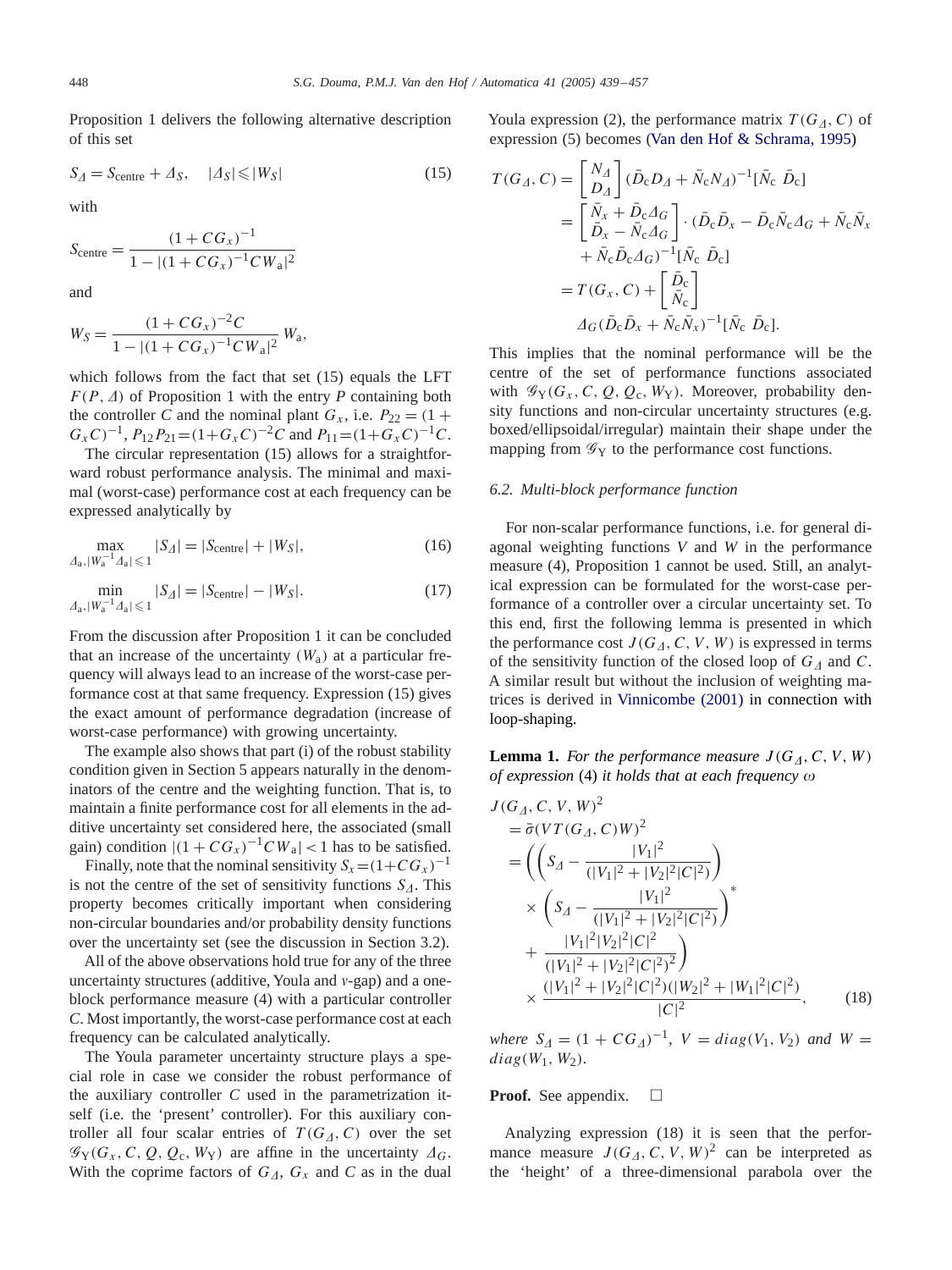Proposition 1 delivers the following alternative description of this set

$$S_\Delta = S_{\text{centre}} + \Delta_S, \quad |\Delta_S| \leqslant |W_S| \tag{15}$$

with

$$S_{\text{centre}} = \frac{(1+CG_x)^{-1}}{1 - |(1+CG_x)^{-1}CW_{\text{a}}|^2}$$

and

$$W_S = \frac{(1+CG_x)^{-2}C}{1 - |(1+CG_x)^{-1}CW_{\text{a}}|^2}\, W_{\text{a}},$$

which follows from the fact that set (15) equals the LFT $F(P, \Delta)$ of Proposition 1 with the entry $P$ containing both the controller $C$ and the nominal plant $G_x$, i.e. $P_{22} = (1 + G_x C)^{-1}$, $P_{12}P_{21} = (1+G_x C)^{-2}C$ and $P_{11} = (1+G_x C)^{-1}C$.

The circular representation (15) allows for a straightforward robust performance analysis. The minimal and maximal (worst-case) performance cost at each frequency can be expressed analytically by

$$\max_{\Delta_{\text{a}}, |W_{\text{a}}^{-1}\Delta_{\text{a}}| \leqslant 1} |S_\Delta| = |S_{\text{centre}}| + |W_S|, \tag{16}$$

$$\min_{\Delta_{\text{a}}, |W_{\text{a}}^{-1}\Delta_{\text{a}}| \leqslant 1} |S_\Delta| = |S_{\text{centre}}| - |W_S|. \tag{17}$$

From the discussion after Proposition 1 it can be concluded that an increase of the uncertainty ($W_{\text{a}}$) at a particular frequency will always lead to an increase of the worst-case performance cost at that same frequency. Expression (15) gives the exact amount of performance degradation (increase of worst-case performance) with growing uncertainty.

The example also shows that part (i) of the robust stability condition given in Section 5 appears naturally in the denominators of the centre and the weighting function. That is, to maintain a finite performance cost for all elements in the additive uncertainty set considered here, the associated (small gain) condition $|(1+CG_x)^{-1}CW_{\text{a}}| < 1$ has to be satisfied.

Finally, note that the nominal sensitivity $S_x = (1+CG_x)^{-1}$ is not the centre of the set of sensitivity functions $S_\Delta$. This property becomes critically important when considering non-circular boundaries and/or probability density functions over the uncertainty set (see the discussion in Section 3.2).

All of the above observations hold true for any of the three uncertainty structures (additive, Youla and $v$-gap) and a one-block performance measure (4) with a particular controller $C$. Most importantly, the worst-case performance cost at each frequency can be calculated analytically.

The Youla parameter uncertainty structure plays a special role in case we consider the robust performance of the auxiliary controller $C$ used in the parametrization itself (i.e. the 'present' controller). For this auxiliary controller all four scalar entries of $T(G_\Delta, C)$ over the set $\mathscr{G}_{\text{Y}}(G_x, C, Q, Q_{\text{c}}, W_{\text{Y}})$ are affine in the uncertainty $\Delta_G$. With the coprime factors of $G_\Delta$, $G_x$ and $C$ as in the dual Youla expression (2), the performance matrix $T(G_\Delta, C)$ of expression (5) becomes (Van den Hof & Schrama, 1995)

$$\begin{aligned}
T(G_\Delta, C) &= \begin{bmatrix} N_\Delta \\ D_\Delta \end{bmatrix} (\bar{D}_{\text{c}} D_\Delta + \bar{N}_{\text{c}} N_\Delta)^{-1} [\bar{N}_{\text{c}} \;\; \bar{D}_{\text{c}}] \\
&= \begin{bmatrix} \bar{N}_x + \bar{D}_{\text{c}}\Delta_G \\ \bar{D}_x - \bar{N}_{\text{c}}\Delta_G \end{bmatrix} \cdot (\bar{D}_{\text{c}}\bar{D}_x - \bar{D}_{\text{c}}\bar{N}_{\text{c}}\Delta_G + \bar{N}_{\text{c}}\bar{N}_x \\
&\quad + \bar{N}_{\text{c}}\bar{D}_{\text{c}}\Delta_G)^{-1} [\bar{N}_{\text{c}} \;\; \bar{D}_{\text{c}}] \\
&= T(G_x, C) + \begin{bmatrix} \bar{D}_{\text{c}} \\ \bar{N}_{\text{c}} \end{bmatrix} \\
&\quad \Delta_G (\bar{D}_{\text{c}}\bar{D}_x + \bar{N}_{\text{c}}\bar{N}_x)^{-1} [\bar{N}_{\text{c}} \;\; \bar{D}_{\text{c}}].
\end{aligned}$$

This implies that the nominal performance will be the centre of the set of performance functions associated with $\mathscr{G}_{\text{Y}}(G_x, C, Q, Q_{\text{c}}, W_{\text{Y}})$. Moreover, probability density functions and non-circular uncertainty structures (e.g. boxed/ellipsoidal/irregular) maintain their shape under the mapping from $\mathscr{G}_{\text{Y}}$ to the performance cost functions.

### 6.2. Multi-block performance function

For non-scalar performance functions, i.e. for general diagonal weighting functions $V$ and $W$ in the performance measure (4), Proposition 1 cannot be used. Still, an analytical expression can be formulated for the worst-case performance of a controller over a circular uncertainty set. To this end, first the following lemma is presented in which the performance cost $J(G_\Delta, C, V, W)$ is expressed in terms of the sensitivity function of the closed loop of $G_\Delta$ and $C$. A similar result but without the inclusion of weighting matrices is derived in Vinnicombe (2001) in connection with loop-shaping.

**Lemma 1.** *For the performance measure* $J(G_\Delta, C, V, W)$ *of expression* (4) *it holds that at each frequency* $\omega$

$$\begin{aligned}
&J(G_\Delta, C, V, W)^2 \\
&= \bar{\sigma}(VT(G_\Delta, C)W)^2 \\
&= \left( \left( S_\Delta - \frac{|V_1|^2}{(|V_1|^2 + |V_2|^2|C|^2)} \right) \right. \\
&\quad \times \left( S_\Delta - \frac{|V_1|^2}{(|V_1|^2 + |V_2|^2|C|^2)} \right)^* \\
&\quad \left. + \frac{|V_1|^2|V_2|^2|C|^2}{(|V_1|^2 + |V_2|^2|C|^2)^2} \right) \\
&\quad \times \frac{(|V_1|^2 + |V_2|^2|C|^2)(|W_2|^2 + |W_1|^2|C|^2)}{|C|^2},
\end{aligned} \tag{18}$$

*where* $S_\Delta = (1 + CG_\Delta)^{-1}$, $V = diag(V_1, V_2)$ *and* $W = diag(W_1, W_2)$.

**Proof.** See appendix. □

Analyzing expression (18) it is seen that the performance measure $J(G_\Delta, C, V, W)^2$ can be interpreted as the 'height' of a three-dimensional parabola over the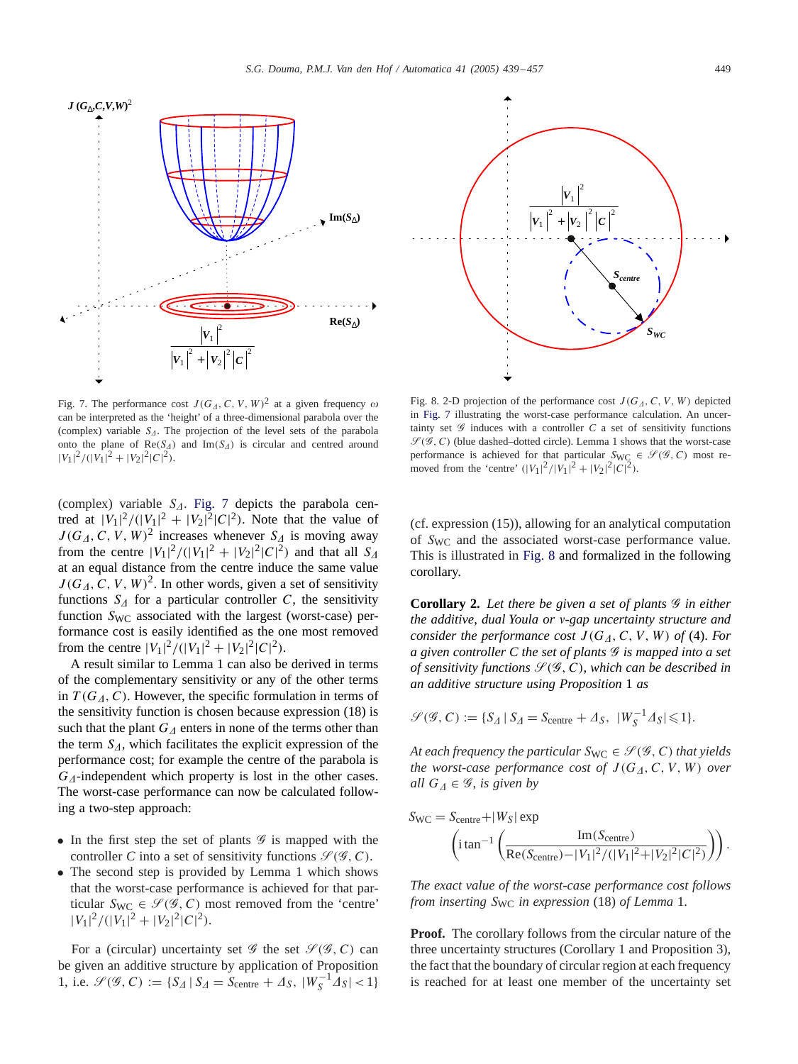Fig. 7. The performance cost $J(G_\Delta, C, V, W)^2$ at a given frequency $\omega$ can be interpreted as the 'height' of a three-dimensional parabola over the (complex) variable $S_\Delta$. The projection of the level sets of the parabola onto the plane of $\mathrm{Re}(S_\Delta)$ and $\mathrm{Im}(S_\Delta)$ is circular and centred around $|V_1|^2/(|V_1|^2 + |V_2|^2|C|^2)$.

Fig. 8. 2-D projection of the performance cost $J(G_\Delta, C, V, W)$ depicted in Fig. 7 illustrating the worst-case performance calculation. An uncertainty set $\mathscr{G}$ induces with a controller $C$ a set of sensitivity functions $\mathscr{S}(\mathscr{G}, C)$ (blue dashed–dotted circle). Lemma 1 shows that the worst-case performance is achieved for that particular $S_{\mathrm{WC}} \in \mathscr{S}(\mathscr{G}, C)$ most removed from the 'centre' $(|V_1|^2/|V_1|^2 + |V_2|^2|C|^2)$.

(complex) variable $S_\Delta$. Fig. 7 depicts the parabola centred at $|V_1|^2/(|V_1|^2 + |V_2|^2|C|^2)$. Note that the value of $J(G_\Delta, C, V, W)^2$ increases whenever $S_\Delta$ is moving away from the centre $|V_1|^2/(|V_1|^2 + |V_2|^2|C|^2)$ and that all $S_\Delta$ at an equal distance from the centre induce the same value $J(G_\Delta, C, V, W)^2$. In other words, given a set of sensitivity functions $S_\Delta$ for a particular controller $C$, the sensitivity function $S_{\mathrm{WC}}$ associated with the largest (worst-case) performance cost is easily identified as the one most removed from the centre $|V_1|^2/(|V_1|^2 + |V_2|^2|C|^2)$.

A result similar to Lemma 1 can also be derived in terms of the complementary sensitivity or any of the other terms in $T(G_\Delta, C)$. However, the specific formulation in terms of the sensitivity function is chosen because expression (18) is such that the plant $G_\Delta$ enters in none of the terms other than the term $S_\Delta$, which facilitates the explicit expression of the performance cost; for example the centre of the parabola is $G_\Delta$-independent which property is lost in the other cases. The worst-case performance can now be calculated following a two-step approach:

- In the first step the set of plants $\mathscr{G}$ is mapped with the controller $C$ into a set of sensitivity functions $\mathscr{S}(\mathscr{G}, C)$.
- The second step is provided by Lemma 1 which shows that the worst-case performance is achieved for that particular $S_{\mathrm{WC}} \in \mathscr{S}(\mathscr{G}, C)$ most removed from the 'centre' $|V_1|^2/(|V_1|^2 + |V_2|^2|C|^2)$.

For a (circular) uncertainty set $\mathscr{G}$ the set $\mathscr{S}(\mathscr{G}, C)$ can be given an additive structure by application of Proposition 1, i.e. $\mathscr{S}(\mathscr{G}, C) := \{S_\Delta \mid S_\Delta = S_{\mathrm{centre}} + \Delta_S,\ |W_S^{-1}\Delta_S| < 1\}$ (cf. expression (15)), allowing for an analytical computation of $S_{\mathrm{WC}}$ and the associated worst-case performance value. This is illustrated in Fig. 8 and formalized in the following corollary.

**Corollary 2.** *Let there be given a set of plants $\mathscr{G}$ in either the additive, dual Youla or ν-gap uncertainty structure and consider the performance cost $J(G_\Delta, C, V, W)$ of* (4). *For a given controller $C$ the set of plants $\mathscr{G}$ is mapped into a set of sensitivity functions $\mathscr{S}(\mathscr{G}, C)$, which can be described in an additive structure using Proposition* 1 *as*

$$\mathscr{S}(\mathscr{G}, C) := \{S_\Delta \mid S_\Delta = S_{\mathrm{centre}} + \Delta_S,\ |W_S^{-1}\Delta_S| \leqslant 1\}.$$

*At each frequency the particular $S_{\mathrm{WC}} \in \mathscr{S}(\mathscr{G}, C)$ that yields the worst-case performance cost of $J(G_\Delta, C, V, W)$ over all $G_\Delta \in \mathscr{G}$, is given by*

$$S_{\mathrm{WC}} = S_{\mathrm{centre}} + |W_S| \exp\left(\mathrm{i}\tan^{-1}\left(\frac{\mathrm{Im}(S_{\mathrm{centre}})}{\mathrm{Re}(S_{\mathrm{centre}}) - |V_1|^2/(|V_1|^2 + |V_2|^2|C|^2)}\right)\right).$$

*The exact value of the worst-case performance cost follows from inserting $S_{\mathrm{WC}}$ in expression* (18) *of Lemma* 1.

**Proof.** The corollary follows from the circular nature of the three uncertainty structures (Corollary 1 and Proposition 3), the fact that the boundary of circular region at each frequency is reached for at least one member of the uncertainty set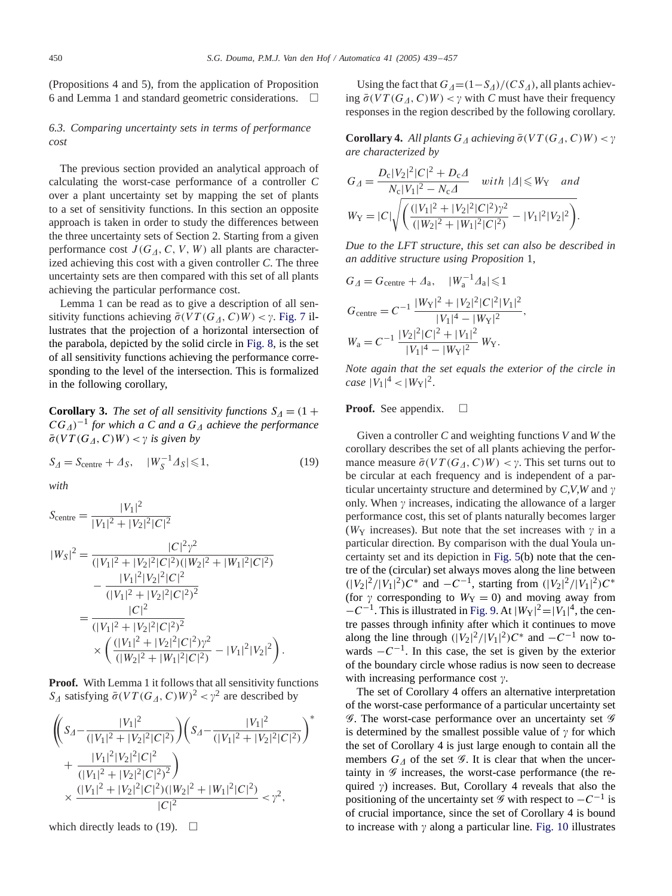(Propositions 4 and 5), from the application of Proposition 6 and Lemma 1 and standard geometric considerations. □

### 6.3. Comparing uncertainty sets in terms of performance cost

The previous section provided an analytical approach of calculating the worst-case performance of a controller $C$ over a plant uncertainty set by mapping the set of plants to a set of sensitivity functions. In this section an opposite approach is taken in order to study the differences between the three uncertainty sets of Section 2. Starting from a given performance cost $J(G_\Delta, C, V, W)$ all plants are characterized achieving this cost with a given controller $C$. The three uncertainty sets are then compared with this set of all plants achieving the particular performance cost.

Lemma 1 can be read as to give a description of all sensitivity functions achieving $\bar{\sigma}(VT(G_\Delta, C)W) < \gamma$. Fig. 7 illustrates that the projection of a horizontal intersection of the parabola, depicted by the solid circle in Fig. 8, is the set of all sensitivity functions achieving the performance corresponding to the level of the intersection. This is formalized in the following corollary,

**Corollary 3.** *The set of all sensitivity functions $S_\Delta = (1 + CG_\Delta)^{-1}$ for which a $C$ and a $G_\Delta$ achieve the performance $\bar{\sigma}(VT(G_\Delta, C)W) < \gamma$ is given by*

$$S_\Delta = S_{\mathrm{centre}} + \Delta_S, \quad |W_S^{-1}\Delta_S| \leqslant 1, \tag{19}$$

*with*

$$S_{\mathrm{centre}} = \frac{|V_1|^2}{|V_1|^2 + |V_2|^2|C|^2}$$

$$\begin{aligned}
|W_S|^2 &= \frac{|C|^2\gamma^2}{(|V_1|^2 + |V_2|^2|C|^2)(|W_2|^2 + |W_1|^2|C|^2)} \\
&\quad - \frac{|V_1|^2|V_2|^2|C|^2}{(|V_1|^2 + |V_2|^2|C|^2)^2} \\
&= \frac{|C|^2}{(|V_1|^2 + |V_2|^2|C|^2)^2} \\
&\quad \times \left( \frac{(|V_1|^2 + |V_2|^2|C|^2)\gamma^2}{(|W_2|^2 + |W_1|^2|C|^2)} - |V_1|^2|V_2|^2 \right).
\end{aligned}$$

**Proof.** With Lemma 1 it follows that all sensitivity functions $S_\Delta$ satisfying $\bar{\sigma}(VT(G_\Delta, C)W)^2 < \gamma^2$ are described by

$$\begin{aligned}
&\left( \left( S_\Delta - \frac{|V_1|^2}{(|V_1|^2 + |V_2|^2|C|^2)} \right) \left( S_\Delta - \frac{|V_1|^2}{(|V_1|^2 + |V_2|^2|C|^2)} \right)^* \right. \\
&\quad \left. + \frac{|V_1|^2|V_2|^2|C|^2}{(|V_1|^2 + |V_2|^2|C|^2)^2} \right) \\
&\quad \times \frac{(|V_1|^2 + |V_2|^2|C|^2)(|W_2|^2 + |W_1|^2|C|^2)}{|C|^2} < \gamma^2,
\end{aligned}$$

which directly leads to (19). □

Using the fact that $G_\Delta = (1 - S_\Delta)/(CS_\Delta)$, all plants achieving $\bar{\sigma}(VT(G_\Delta, C)W) < \gamma$ with $C$ must have their frequency responses in the region described by the following corollary.

**Corollary 4.** *All plants $G_\Delta$ achieving $\bar{\sigma}(VT(G_\Delta, C)W) < \gamma$ are characterized by*

$$G_\Delta = \frac{D_c|V_2|^2|C|^2 + D_c\Delta}{N_c|V_1|^2 - N_c\Delta} \quad \textit{with } |\Delta| \leqslant W_Y \quad \textit{and}$$

$$W_Y = |C|\sqrt{\left( \frac{(|V_1|^2 + |V_2|^2|C|^2)\gamma^2}{(|W_2|^2 + |W_1|^2|C|^2)} - |V_1|^2|V_2|^2 \right)}.$$

*Due to the LFT structure, this set can also be described in an additive structure using Proposition 1,*

$$G_\Delta = G_{\mathrm{centre}} + \Delta_a, \quad |W_a^{-1}\Delta_a| \leqslant 1$$

$$G_{\mathrm{centre}} = C^{-1}\frac{|W_Y|^2 + |V_2|^2|C|^2|V_1|^2}{|V_1|^4 - |W_Y|^2},$$

$$W_a = C^{-1}\frac{|V_2|^2|C|^2 + |V_1|^2}{|V_1|^4 - |W_Y|^2}\,W_Y.$$

*Note again that the set equals the exterior of the circle in case $|V_1|^4 < |W_Y|^2$.*

**Proof.** See appendix. □

Given a controller $C$ and weighting functions $V$ and $W$ the corollary describes the set of all plants achieving the performance measure $\bar{\sigma}(VT(G_\Delta, C)W) < \gamma$. This set turns out to be circular at each frequency and is independent of a particular uncertainty structure and determined by $C$,$V$,$W$ and $\gamma$ only. When $\gamma$ increases, indicating the allowance of a larger performance cost, this set of plants naturally becomes larger ($W_Y$ increases). But note that the set increases with $\gamma$ in a particular direction. By comparison with the dual Youla uncertainty set and its depiction in Fig. 5(b) note that the centre of the (circular) set always moves along the line between $(|V_2|^2/|V_1|^2)C^*$ and $-C^{-1}$, starting from $(|V_2|^2/|V_1|^2)C^*$ (for $\gamma$ corresponding to $W_Y = 0$) and moving away from $-C^{-1}$. This is illustrated in Fig. 9. At $|W_Y|^2 = |V_1|^4$, the centre passes through infinity after which it continues to move along the line through $(|V_2|^2/|V_1|^2)C^*$ and $-C^{-1}$ now towards $-C^{-1}$. In this case, the set is given by the exterior of the boundary circle whose radius is now seen to decrease with increasing performance cost $\gamma$.

The set of Corollary 4 offers an alternative interpretation of the worst-case performance of a particular uncertainty set $\mathscr{G}$. The worst-case performance over an uncertainty set $\mathscr{G}$ is determined by the smallest possible value of $\gamma$ for which the set of Corollary 4 is just large enough to contain all the members $G_\Delta$ of the set $\mathscr{G}$. It is clear that when the uncertainty in $\mathscr{G}$ increases, the worst-case performance (the required $\gamma$) increases. But, Corollary 4 reveals that also the positioning of the uncertainty set $\mathscr{G}$ with respect to $-C^{-1}$ is of crucial importance, since the set of Corollary 4 is bound to increase with $\gamma$ along a particular line. Fig. 10 illustrates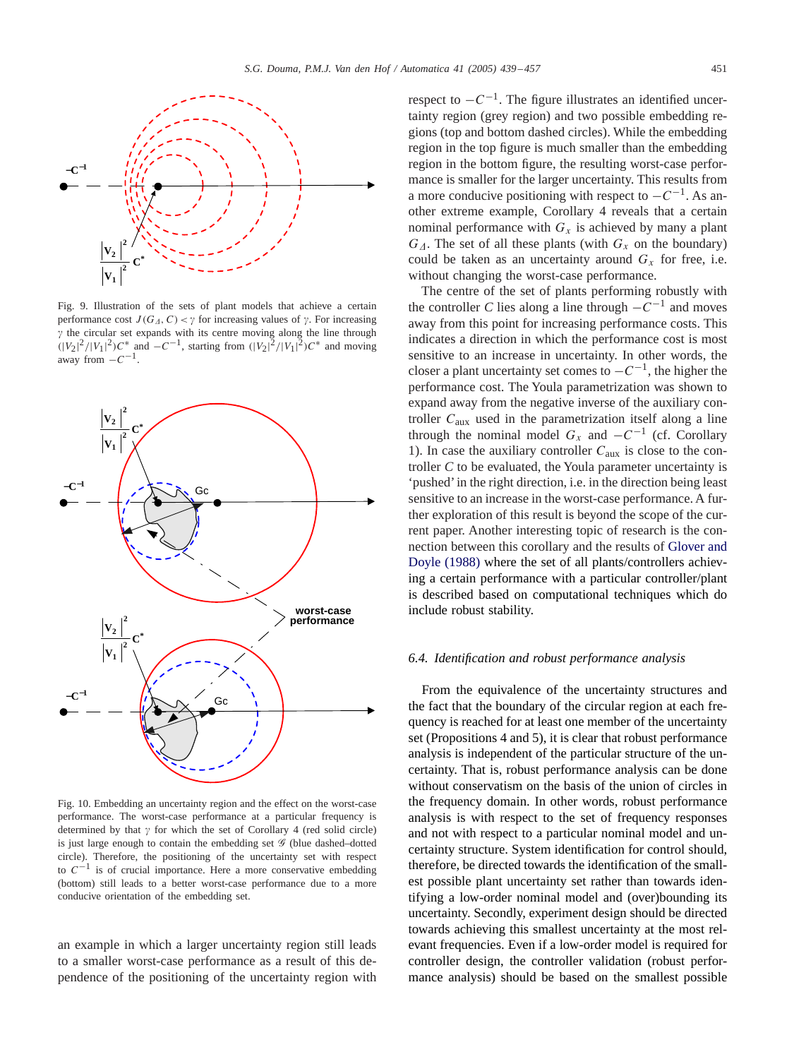Fig. 9. Illustration of the sets of plant models that achieve a certain performance cost $J(G_\Delta, C) < \gamma$ for increasing values of $\gamma$. For increasing $\gamma$ the circular set expands with its centre moving along the line through $(|V_2|^2/|V_1|^2)C^*$ and $-C^{-1}$, starting from $(|V_2|^2/|V_1|^2)C^*$ and moving away from $-C^{-1}$.

Fig. 10. Embedding an uncertainty region and the effect on the worst-case performance. The worst-case performance at a particular frequency is determined by that $\gamma$ for which the set of Corollary 4 (red solid circle) is just large enough to contain the embedding set $\mathscr{G}$ (blue dashed–dotted circle). Therefore, the positioning of the uncertainty set with respect to $C^{-1}$ is of crucial importance. Here a more conservative embedding (bottom) still leads to a better worst-case performance due to a more conducive orientation of the embedding set.

an example in which a larger uncertainty region still leads to a smaller worst-case performance as a result of this dependence of the positioning of the uncertainty region with respect to $-C^{-1}$. The figure illustrates an identified uncertainty region (grey region) and two possible embedding regions (top and bottom dashed circles). While the embedding region in the top figure is much smaller than the embedding region in the bottom figure, the resulting worst-case performance is smaller for the larger uncertainty. This results from a more conducive positioning with respect to $-C^{-1}$. As another extreme example, Corollary 4 reveals that a certain nominal performance with $G_x$ is achieved by many a plant $G_\Delta$. The set of all these plants (with $G_x$ on the boundary) could be taken as an uncertainty around $G_x$ for free, i.e. without changing the worst-case performance.

The centre of the set of plants performing robustly with the controller $C$ lies along a line through $-C^{-1}$ and moves away from this point for increasing performance costs. This indicates a direction in which the performance cost is most sensitive to an increase in uncertainty. In other words, the closer a plant uncertainty set comes to $-C^{-1}$, the higher the performance cost. The Youla parametrization was shown to expand away from the negative inverse of the auxiliary controller $C_{\text{aux}}$ used in the parametrization itself along a line through the nominal model $G_x$ and $-C^{-1}$ (cf. Corollary 1). In case the auxiliary controller $C_{\text{aux}}$ is close to the controller $C$ to be evaluated, the Youla parameter uncertainty is 'pushed' in the right direction, i.e. in the direction being least sensitive to an increase in the worst-case performance. A further exploration of this result is beyond the scope of the current paper. Another interesting topic of research is the connection between this corollary and the results of Glover and Doyle (1988) where the set of all plants/controllers achieving a certain performance with a particular controller/plant is described based on computational techniques which do include robust stability.

### 6.4. Identification and robust performance analysis

From the equivalence of the uncertainty structures and the fact that the boundary of the circular region at each frequency is reached for at least one member of the uncertainty set (Propositions 4 and 5), it is clear that robust performance analysis is independent of the particular structure of the uncertainty. That is, robust performance analysis can be done without conservatism on the basis of the union of circles in the frequency domain. In other words, robust performance analysis is with respect to the set of frequency responses and not with respect to a particular nominal model and uncertainty structure. System identification for control should, therefore, be directed towards the identification of the smallest possible plant uncertainty set rather than towards identifying a low-order nominal model and (over)bounding its uncertainty. Secondly, experiment design should be directed towards achieving this smallest uncertainty at the most relevant frequencies. Even if a low-order model is required for controller design, the controller validation (robust performance analysis) should be based on the smallest possible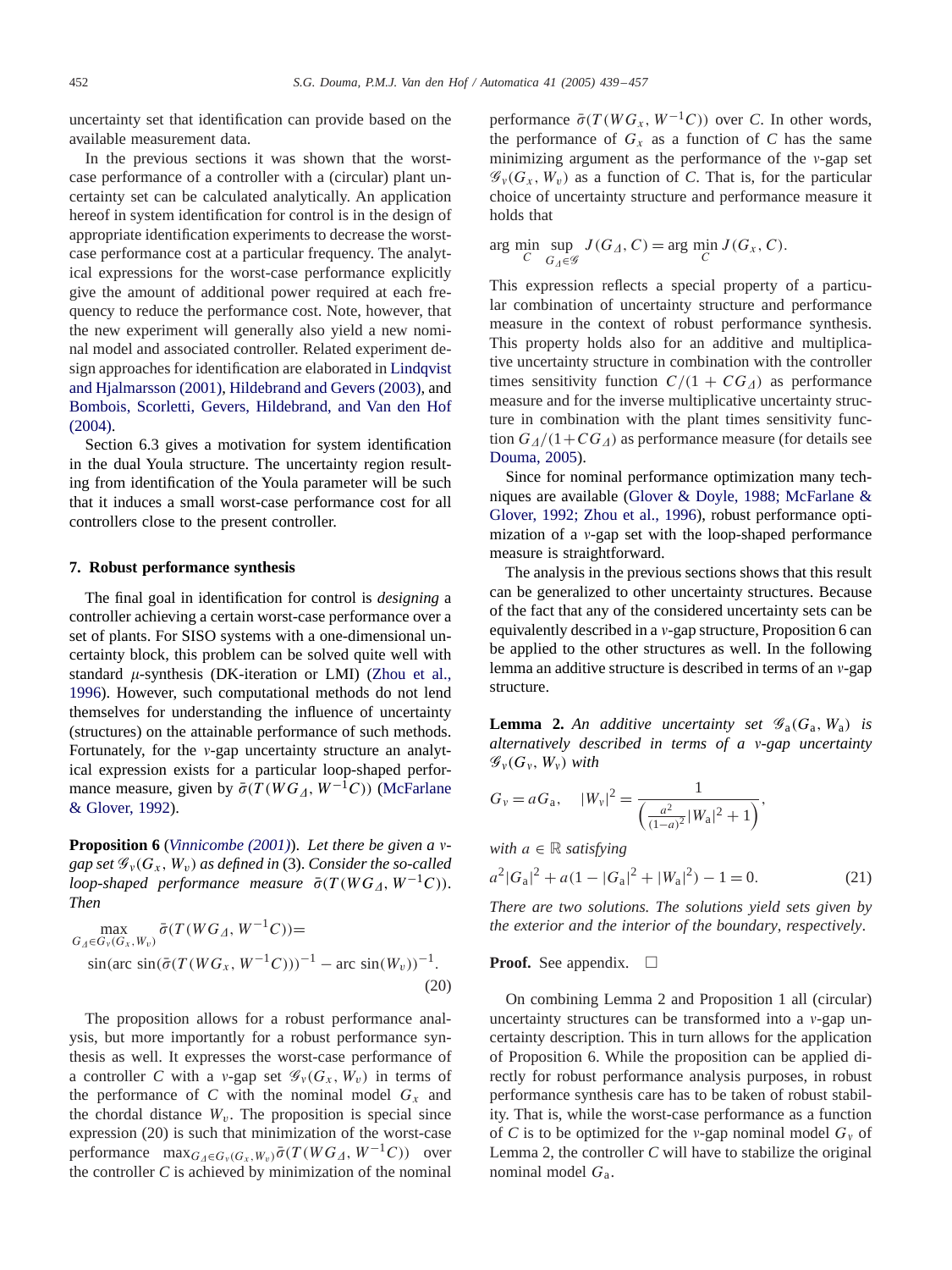uncertainty set that identification can provide based on the available measurement data.

In the previous sections it was shown that the worst-case performance of a controller with a (circular) plant uncertainty set can be calculated analytically. An application hereof in system identification for control is in the design of appropriate identification experiments to decrease the worst-case performance cost at a particular frequency. The analytical expressions for the worst-case performance explicitly give the amount of additional power required at each frequency to reduce the performance cost. Note, however, that the new experiment will generally also yield a new nominal model and associated controller. Related experiment design approaches for identification are elaborated in Lindqvist and Hjalmarsson (2001), Hildebrand and Gevers (2003), and Bombois, Scorletti, Gevers, Hildebrand, and Van den Hof (2004).

Section 6.3 gives a motivation for system identification in the dual Youla structure. The uncertainty region resulting from identification of the Youla parameter will be such that it induces a small worst-case performance cost for all controllers close to the present controller.

## 7. Robust performance synthesis

The final goal in identification for control is *designing* a controller achieving a certain worst-case performance over a set of plants. For SISO systems with a one-dimensional uncertainty block, this problem can be solved quite well with standard $\mu$-synthesis (DK-iteration or LMI) (Zhou et al., 1996). However, such computational methods do not lend themselves for understanding the influence of uncertainty (structures) on the attainable performance of such methods. Fortunately, for the $\nu$-gap uncertainty structure an analytical expression exists for a particular loop-shaped performance measure, given by $\bar{\sigma}(T(WG_\Delta, W^{-1}C))$ (McFarlane & Glover, 1992).

**Proposition 6** (*Vinnicombe (2001)*). *Let there be given a $\nu$-gap set $\mathcal{G}_\nu(G_x, W_v)$ as defined in* (3). *Consider the so-called loop-shaped performance measure $\bar{\sigma}(T(WG_\Delta, W^{-1}C))$. Then*

$$\max_{G_\Delta \in G_\nu(G_x, W_v)} \bar{\sigma}(T(WG_\Delta, W^{-1}C)) = \sin(\text{arc}\,\sin(\bar{\sigma}(T(WG_x, W^{-1}C)))^{-1} - \text{arc}\,\sin(W_v))^{-1}. \tag{20}$$

The proposition allows for a robust performance analysis, but more importantly for a robust performance synthesis as well. It expresses the worst-case performance of a controller $C$ with a $\nu$-gap set $\mathcal{G}_\nu(G_x, W_v)$ in terms of the performance of $C$ with the nominal model $G_x$ and the chordal distance $W_v$. The proposition is special since expression (20) is such that minimization of the worst-case performance $\max_{G_\Delta \in G_\nu(G_x, W_v)} \bar{\sigma}(T(WG_\Delta, W^{-1}C))$ over the controller $C$ is achieved by minimization of the nominal performance $\bar{\sigma}(T(WG_x, W^{-1}C))$ over $C$. In other words, the performance of $G_x$ as a function of $C$ has the same minimizing argument as the performance of the $\nu$-gap set $\mathcal{G}_\nu(G_x, W_v)$ as a function of $C$. That is, for the particular choice of uncertainty structure and performance measure it holds that

$$\arg\min_C \sup_{G_\Delta \in \mathcal{G}} J(G_\Delta, C) = \arg\min_C J(G_x, C).$$

This expression reflects a special property of a particular combination of uncertainty structure and performance measure in the context of robust performance synthesis. This property holds also for an additive and multiplicative uncertainty structure in combination with the controller times sensitivity function $C/(1 + CG_\Delta)$ as performance measure and for the inverse multiplicative uncertainty structure in combination with the plant times sensitivity function $G_\Delta/(1+CG_\Delta)$ as performance measure (for details see Douma, 2005).

Since for nominal performance optimization many techniques are available (Glover & Doyle, 1988; McFarlane & Glover, 1992; Zhou et al., 1996), robust performance optimization of a $\nu$-gap set with the loop-shaped performance measure is straightforward.

The analysis in the previous sections shows that this result can be generalized to other uncertainty structures. Because of the fact that any of the considered uncertainty sets can be equivalently described in a $\nu$-gap structure, Proposition 6 can be applied to the other structures as well. In the following lemma an additive structure is described in terms of an $\nu$-gap structure.

**Lemma 2.** *An additive uncertainty set $\mathcal{G}_a(G_a, W_a)$ is alternatively described in terms of a $\nu$-gap uncertainty $\mathcal{G}_\nu(G_\nu, W_\nu)$ with*

$$G_\nu = aG_a, \quad |W_\nu|^2 = \frac{1}{\left(\frac{a^2}{(1-a)^2}|W_a|^2 + 1\right)},$$

*with $a \in \mathbb{R}$ satisfying*

$$a^2|G_a|^2 + a(1 - |G_a|^2 + |W_a|^2) - 1 = 0. \tag{21}$$

*There are two solutions. The solutions yield sets given by the exterior and the interior of the boundary*, *respectively*.

**Proof.** See appendix. □

On combining Lemma 2 and Proposition 1 all (circular) uncertainty structures can be transformed into a $\nu$-gap uncertainty description. This in turn allows for the application of Proposition 6. While the proposition can be applied directly for robust performance analysis purposes, in robust performance synthesis care has to be taken of robust stability. That is, while the worst-case performance as a function of $C$ is to be optimized for the $\nu$-gap nominal model $G_\nu$ of Lemma 2, the controller $C$ will have to stabilize the original nominal model $G_a$.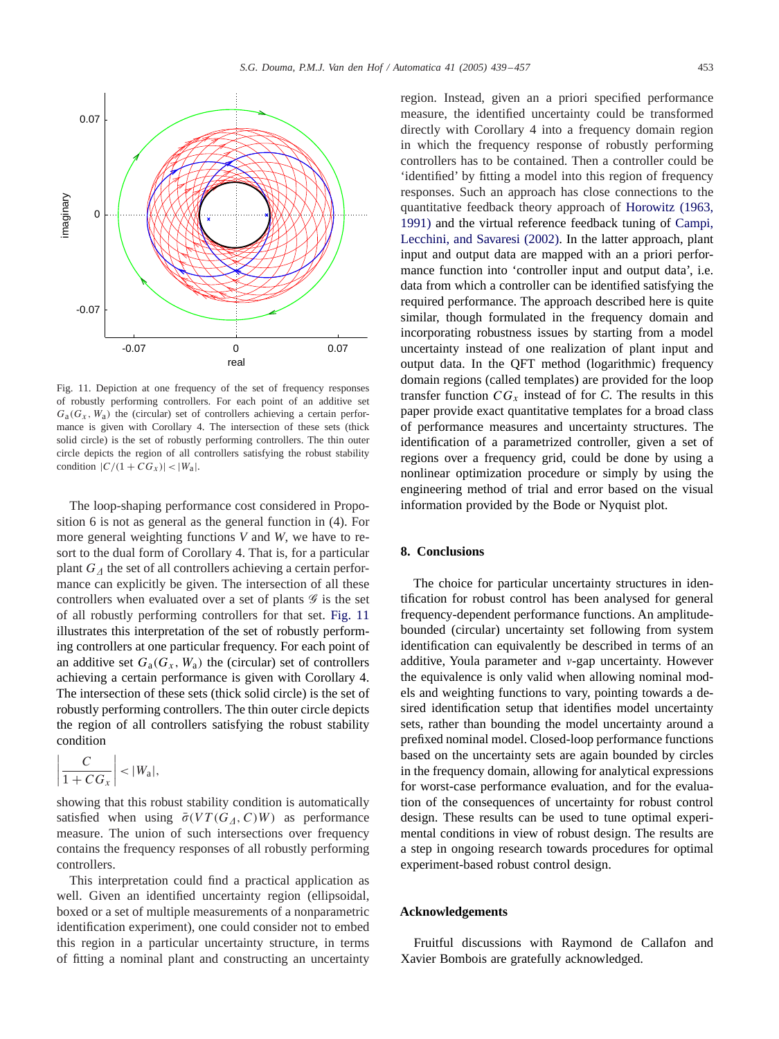Fig. 11. Depiction at one frequency of the set of frequency responses of robustly performing controllers. For each point of an additive set $G_a(G_x, W_a)$ the (circular) set of controllers achieving a certain performance is given with Corollary 4. The intersection of these sets (thick solid circle) is the set of robustly performing controllers. The thin outer circle depicts the region of all controllers satisfying the robust stability condition $|C/(1 + CG_x)| < |W_a|$.

The loop-shaping performance cost considered in Proposition 6 is not as general as the general function in (4). For more general weighting functions $V$ and $W$, we have to resort to the dual form of Corollary 4. That is, for a particular plant $G_\Delta$ the set of all controllers achieving a certain performance can explicitly be given. The intersection of all these controllers when evaluated over a set of plants $\mathscr{G}$ is the set of all robustly performing controllers for that set. Fig. 11 illustrates this interpretation of the set of robustly performing controllers at one particular frequency. For each point of an additive set $G_a(G_x, W_a)$ the (circular) set of controllers achieving a certain performance is given with Corollary 4. The intersection of these sets (thick solid circle) is the set of robustly performing controllers. The thin outer circle depicts the region of all controllers satisfying the robust stability condition

$$\left|\frac{C}{1 + CG_x}\right| < |W_a|,$$

showing that this robust stability condition is automatically satisfied when using $\bar{\sigma}(VT(G_\Delta, C)W)$ as performance measure. The union of such intersections over frequency contains the frequency responses of all robustly performing controllers.

This interpretation could find a practical application as well. Given an identified uncertainty region (ellipsoidal, boxed or a set of multiple measurements of a nonparametric identification experiment), one could consider not to embed this region in a particular uncertainty structure, in terms of fitting a nominal plant and constructing an uncertainty region. Instead, given an a priori specified performance measure, the identified uncertainty could be transformed directly with Corollary 4 into a frequency domain region in which the frequency response of robustly performing controllers has to be contained. Then a controller could be 'identified' by fitting a model into this region of frequency responses. Such an approach has close connections to the quantitative feedback theory approach of Horowitz (1963, 1991) and the virtual reference feedback tuning of Campi, Lecchini, and Savaresi (2002). In the latter approach, plant input and output data are mapped with an a priori performance function into 'controller input and output data', i.e. data from which a controller can be identified satisfying the required performance. The approach described here is quite similar, though formulated in the frequency domain and incorporating robustness issues by starting from a model uncertainty instead of one realization of plant input and output data. In the QFT method (logarithmic) frequency domain regions (called templates) are provided for the loop transfer function $CG_x$ instead of for $C$. The results in this paper provide exact quantitative templates for a broad class of performance measures and uncertainty structures. The identification of a parametrized controller, given a set of regions over a frequency grid, could be done by using a nonlinear optimization procedure or simply by using the engineering method of trial and error based on the visual information provided by the Bode or Nyquist plot.

## 8. Conclusions

The choice for particular uncertainty structures in identification for robust control has been analysed for general frequency-dependent performance functions. An amplitude-bounded (circular) uncertainty set following from system identification can equivalently be described in terms of an additive, Youla parameter and $\nu$-gap uncertainty. However the equivalence is only valid when allowing nominal models and weighting functions to vary, pointing towards a desired identification setup that identifies model uncertainty sets, rather than bounding the model uncertainty around a prefixed nominal model. Closed-loop performance functions based on the uncertainty sets are again bounded by circles in the frequency domain, allowing for analytical expressions for worst-case performance evaluation, and for the evaluation of the consequences of uncertainty for robust control design. These results can be used to tune optimal experimental conditions in view of robust design. The results are a step in ongoing research towards procedures for optimal experiment-based robust control design.

## Acknowledgements

Fruitful discussions with Raymond de Callafon and Xavier Bombois are gratefully acknowledged.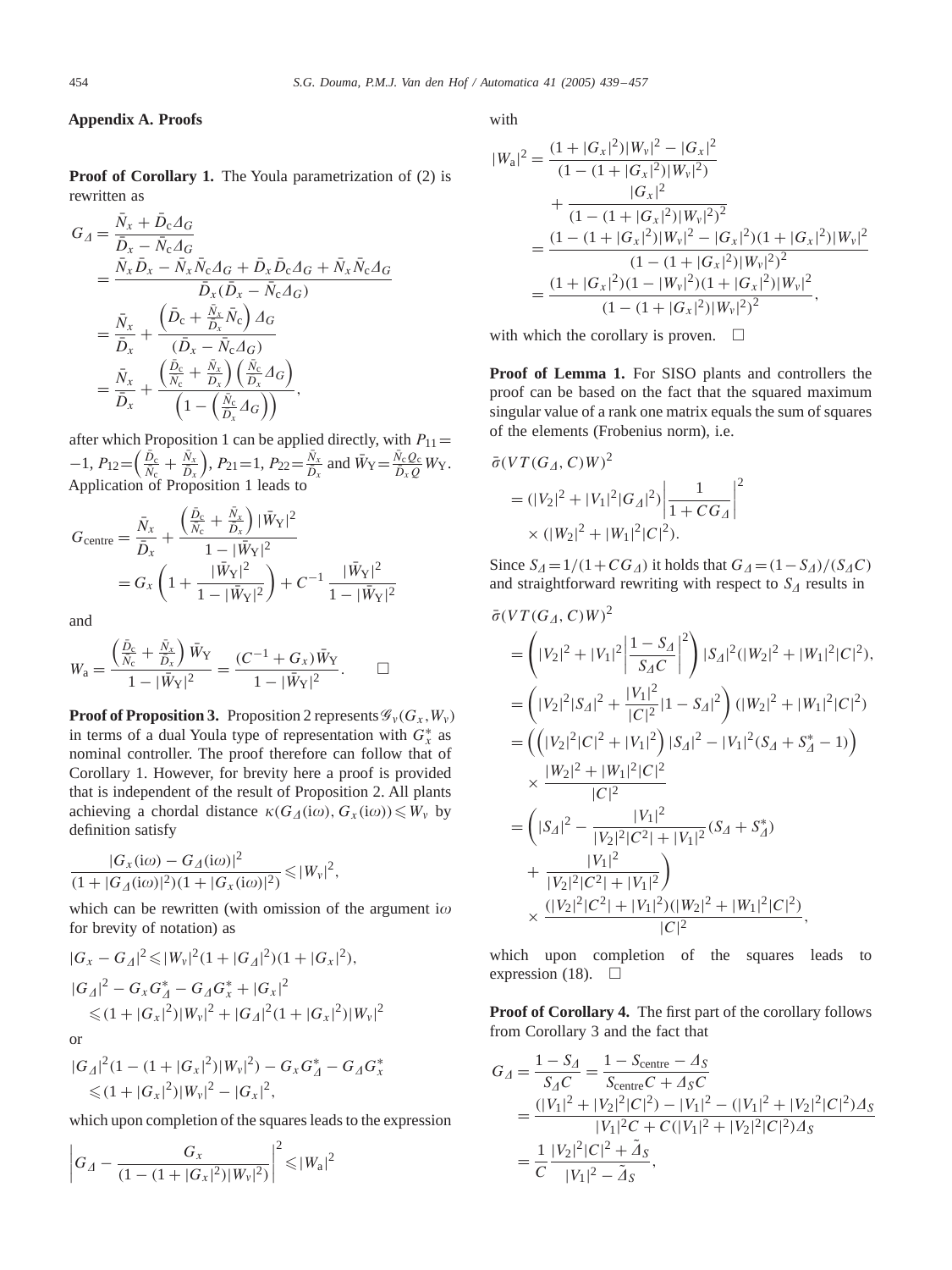## Appendix A. Proofs

**Proof of Corollary 1.** The Youla parametrization of (2) is rewritten as

$$
\begin{aligned}
G_\Delta &= \frac{\bar{N}_x + \bar{D}_c \Delta_G}{\bar{D}_x - \bar{N}_c \Delta_G} \\
&= \frac{\bar{N}_x \bar{D}_x - \bar{N}_x \bar{N}_c \Delta_G + \bar{D}_x \bar{D}_c \Delta_G + \bar{N}_x \bar{N}_c \Delta_G}{\bar{D}_x(\bar{D}_x - \bar{N}_c \Delta_G)} \\
&= \frac{\bar{N}_x}{\bar{D}_x} + \frac{\left(\bar{D}_c + \frac{\bar{N}_x}{\bar{D}_x}\bar{N}_c\right)\Delta_G}{(\bar{D}_x - \bar{N}_c \Delta_G)} \\
&= \frac{\bar{N}_x}{\bar{D}_x} + \frac{\left(\frac{\bar{D}_c}{\bar{N}_c} + \frac{\bar{N}_x}{\bar{D}_x}\right)\left(\frac{\bar{N}_c}{\bar{D}_x}\Delta_G\right)}{\left(1 - \left(\frac{\bar{N}_c}{\bar{D}_x}\Delta_G\right)\right)},
\end{aligned}
$$

after which Proposition 1 can be applied directly, with $P_{11} = -1$, $P_{12} = \left(\frac{\bar{D}_c}{\bar{N}_c} + \frac{\bar{N}_x}{\bar{D}_x}\right)$, $P_{21} = 1$, $P_{22} = \frac{\bar{N}_x}{\bar{D}_x}$ and $\bar{W}_\mathrm{Y} = \frac{\bar{N}_c Q_c}{\bar{D}_x Q} W_\mathrm{Y}$. Application of Proposition 1 leads to

$$
\begin{aligned}
G_\text{centre} &= \frac{\bar{N}_x}{\bar{D}_x} + \frac{\left(\frac{\bar{D}_c}{\bar{N}_c} + \frac{\bar{N}_x}{\bar{D}_x}\right)|\bar{W}_\mathrm{Y}|^2}{1 - |\bar{W}_\mathrm{Y}|^2} \\
&= G_x\left(1 + \frac{|\bar{W}_\mathrm{Y}|^2}{1 - |\bar{W}_\mathrm{Y}|^2}\right) + C^{-1}\,\frac{|\bar{W}_\mathrm{Y}|^2}{1 - |\bar{W}_\mathrm{Y}|^2}
\end{aligned}
$$

and

$$
W_\mathrm{a} = \frac{\left(\frac{\bar{D}_c}{\bar{N}_c} + \frac{\bar{N}_x}{\bar{D}_x}\right)\bar{W}_\mathrm{Y}}{1 - |\bar{W}_\mathrm{Y}|^2} = \frac{(C^{-1} + G_x)\bar{W}_\mathrm{Y}}{1 - |\bar{W}_\mathrm{Y}|^2}. \qquad \square
$$

**Proof of Proposition 3.** Proposition 2 represents $\mathscr{G}_v(G_x, W_v)$ in terms of a dual Youla type of representation with $G_x^*$ as nominal controller. The proof therefore can follow that of Corollary 1. However, for brevity here a proof is provided that is independent of the result of Proposition 2. All plants achieving a chordal distance $\kappa(G_\Delta(\mathrm{i}\omega), G_x(\mathrm{i}\omega)) \leqslant W_v$ by definition satisfy

$$
\frac{|G_x(\mathrm{i}\omega) - G_\Delta(\mathrm{i}\omega)|^2}{(1 + |G_\Delta(\mathrm{i}\omega)|^2)(1 + |G_x(\mathrm{i}\omega)|^2)} \leqslant |W_v|^2,
$$

which can be rewritten (with omission of the argument $\mathrm{i}\omega$ for brevity of notation) as

$$
\begin{aligned}
&|G_x - G_\Delta|^2 \leqslant |W_v|^2(1 + |G_\Delta|^2)(1 + |G_x|^2), \\
&|G_\Delta|^2 - G_x G_\Delta^* - G_\Delta G_x^* + |G_x|^2 \\
&\quad \leqslant (1 + |G_x|^2)|W_v|^2 + |G_\Delta|^2(1 + |G_x|^2)|W_v|^2
\end{aligned}
$$

or

$$
\begin{aligned}
&|G_\Delta|^2(1 - (1 + |G_x|^2)|W_v|^2) - G_x G_\Delta^* - G_\Delta G_x^* \\
&\quad \leqslant (1 + |G_x|^2)|W_v|^2 - |G_x|^2,
\end{aligned}
$$

which upon completion of the squares leads to the expression

$$
\left|G_\Delta - \frac{G_x}{(1 - (1 + |G_x|^2)|W_v|^2)}\right|^2 \leqslant |W_\mathrm{a}|^2
$$

with

$$
\begin{aligned}
|W_\mathrm{a}|^2 &= \frac{(1 + |G_x|^2)|W_v|^2 - |G_x|^2}{(1 - (1 + |G_x|^2)|W_v|^2)} \\
&\quad + \frac{|G_x|^2}{(1 - (1 + |G_x|^2)|W_v|^2)^2} \\
&= \frac{(1 - (1 + |G_x|^2)|W_v|^2 - |G_x|^2)(1 + |G_x|^2)|W_v|^2}{(1 - (1 + |G_x|^2)|W_v|^2)^2} \\
&= \frac{(1 + |G_x|^2)(1 - |W_v|^2)(1 + |G_x|^2)|W_v|^2}{(1 - (1 + |G_x|^2)|W_v|^2)^2},
\end{aligned}
$$

with which the corollary is proven. $\square$

**Proof of Lemma 1.** For SISO plants and controllers the proof can be based on the fact that the squared maximum singular value of a rank one matrix equals the sum of squares of the elements (Frobenius norm), i.e.

$$
\begin{aligned}
&\bar{\sigma}(VT(G_\Delta, C)W)^2 \\
&= (|V_2|^2 + |V_1|^2|G_\Delta|^2)\left|\frac{1}{1 + CG_\Delta}\right|^2 \\
&\quad \times (|W_2|^2 + |W_1|^2|C|^2).
\end{aligned}
$$

Since $S_\Delta = 1/(1 + CG_\Delta)$ it holds that $G_\Delta = (1 - S_\Delta)/(S_\Delta C)$ and straightforward rewriting with respect to $S_\Delta$ results in

$$
\begin{aligned}
&\bar{\sigma}(VT(G_\Delta, C)W)^2 \\
&= \left(|V_2|^2 + |V_1|^2\left|\frac{1 - S_\Delta}{S_\Delta C}\right|^2\right)|S_\Delta|^2(|W_2|^2 + |W_1|^2|C|^2), \\
&= \left(|V_2|^2|S_\Delta|^2 + \frac{|V_1|^2}{|C|^2}|1 - S_\Delta|^2\right)(|W_2|^2 + |W_1|^2|C|^2) \\
&= \left(\left(|V_2|^2|C|^2 + |V_1|^2\right)|S_\Delta|^2 - |V_1|^2(S_\Delta + S_\Delta^* - 1)\right) \\
&\quad \times \frac{|W_2|^2 + |W_1|^2|C|^2}{|C|^2} \\
&= \left(|S_\Delta|^2 - \frac{|V_1|^2}{|V_2|^2|C^2| + |V_1|^2}(S_\Delta + S_\Delta^*) \right. \\
&\quad \left. + \frac{|V_1|^2}{|V_2|^2|C^2| + |V_1|^2}\right) \\
&\quad \times \frac{(|V_2|^2|C^2| + |V_1|^2)(|W_2|^2 + |W_1|^2|C|^2)}{|C|^2},
\end{aligned}
$$

which upon completion of the squares leads to expression (18). $\square$

**Proof of Corollary 4.** The first part of the corollary follows from Corollary 3 and the fact that

$$
\begin{aligned}
G_\Delta &= \frac{1 - S_\Delta}{S_\Delta C} = \frac{1 - S_\text{centre} - \Delta_S}{S_\text{centre} C + \Delta_S C} \\
&= \frac{(|V_1|^2 + |V_2|^2|C|^2) - |V_1|^2 - (|V_1|^2 + |V_2|^2|C|^2)\Delta_S}{|V_1|^2 C + C(|V_1|^2 + |V_2|^2|C|^2)\Delta_S} \\
&= \frac{1}{C}\,\frac{|V_2|^2|C|^2 + \tilde{\Delta}_S}{|V_1|^2 - \tilde{\Delta}_S},
\end{aligned}
$$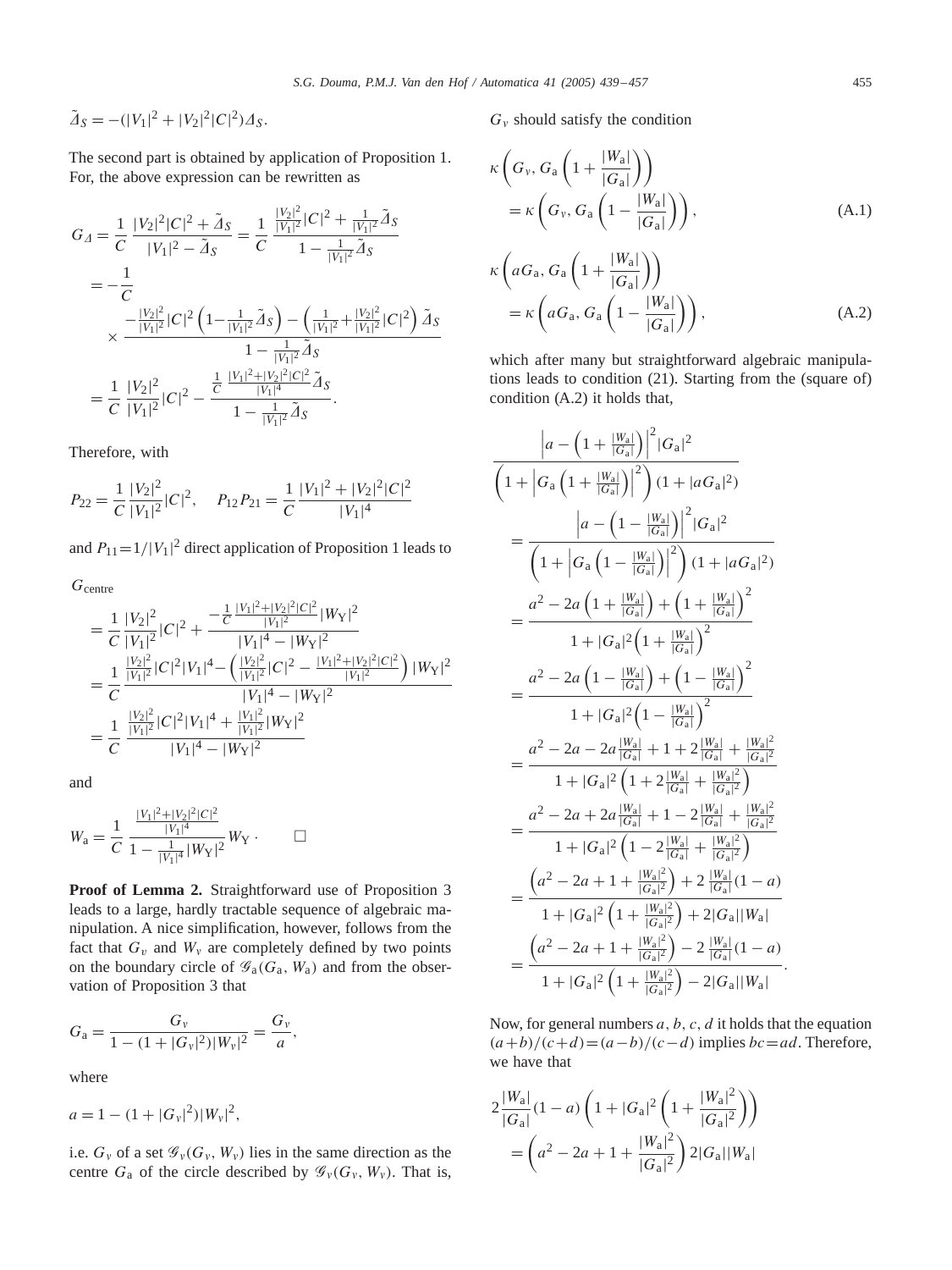$$\tilde{\Delta}_S = -(|V_1|^2 + |V_2|^2|C|^2)\Delta_S.$$

The second part is obtained by application of Proposition 1. For, the above expression can be rewritten as

$$
\begin{aligned}
G_\Delta &= \frac{1}{C}\,\frac{|V_2|^2|C|^2 + \tilde{\Delta}_S}{|V_1|^2 - \tilde{\Delta}_S} = \frac{1}{C}\,\frac{\frac{|V_2|^2}{|V_1|^2}|C|^2 + \frac{1}{|V_1|^2}\tilde{\Delta}_S}{1 - \frac{1}{|V_1|^2}\tilde{\Delta}_S} \\
&= -\frac{1}{C} \\
&\quad \times \frac{-\frac{|V_2|^2}{|V_1|^2}|C|^2\left(1 - \frac{1}{|V_1|^2}\tilde{\Delta}_S\right) - \left(\frac{1}{|V_1|^2} + \frac{|V_2|^2}{|V_1|^2}|C|^2\right)\tilde{\Delta}_S}{1 - \frac{1}{|V_1|^2}\tilde{\Delta}_S} \\
&= \frac{1}{C}\,\frac{|V_2|^2}{|V_1|^2}|C|^2 - \frac{\frac{1}{C}\,\frac{|V_1|^2+|V_2|^2|C|^2}{|V_1|^4}\tilde{\Delta}_S}{1 - \frac{1}{|V_1|^2}\tilde{\Delta}_S}.
\end{aligned}
$$

Therefore, with

$$P_{22} = \frac{1}{C}\,\frac{|V_2|^2}{|V_1|^2}|C|^2, \quad P_{12}P_{21} = \frac{1}{C}\,\frac{|V_1|^2 + |V_2|^2|C|^2}{|V_1|^4}$$

and $P_{11} = 1/|V_1|^2$ direct application of Proposition 1 leads to

$$
\begin{aligned}
&G_{\text{centre}} \\
&= \frac{1}{C}\,\frac{|V_2|^2}{|V_1|^2}|C|^2 + \frac{-\frac{1}{C}\,\frac{|V_1|^2+|V_2|^2|C|^2}{|V_1|^2}|W_Y|^2}{|V_1|^4 - |W_Y|^2} \\
&= \frac{1}{C}\,\frac{\frac{|V_2|^2}{|V_1|^2}|C|^2|V_1|^4 - \left(\frac{|V_2|^2}{|V_1|^2}|C|^2 - \frac{|V_1|^2+|V_2|^2|C|^2}{|V_1|^2}\right)|W_Y|^2}{|V_1|^4 - |W_Y|^2} \\
&= \frac{1}{C}\,\frac{\frac{|V_2|^2}{|V_1|^2}|C|^2|V_1|^4 + \frac{|V_1|^2}{|V_1|^2}|W_Y|^2}{|V_1|^4 - |W_Y|^2}
\end{aligned}
$$

and

$$W_a = \frac{1}{C}\,\frac{\frac{|V_1|^2+|V_2|^2|C|^2}{|V_1|^4}}{1 - \frac{1}{|V_1|^4}|W_Y|^2}W_Y\,. \qquad \square$$

**Proof of Lemma 2.** Straightforward use of Proposition 3 leads to a large, hardly tractable sequence of algebraic manipulation. A nice simplification, however, follows from the fact that $G_v$ and $W_v$ are completely defined by two points on the boundary circle of $\mathscr{G}_a(G_a, W_a)$ and from the observation of Proposition 3 that

$$G_a = \frac{G_v}{1 - (1 + |G_v|^2)|W_v|^2} = \frac{G_v}{a},$$

where

$$a = 1 - (1 + |G_v|^2)|W_v|^2,$$

i.e. $G_v$ of a set $\mathscr{G}_v(G_v, W_v)$ lies in the same direction as the centre $G_a$ of the circle described by $\mathscr{G}_v(G_v, W_v)$. That is, $G_v$ should satisfy the condition

$$
\begin{aligned}
&\kappa\left(G_v,\, G_a\left(1 + \frac{|W_a|}{|G_a|}\right)\right) \\
&\quad = \kappa\left(G_v,\, G_a\left(1 - \frac{|W_a|}{|G_a|}\right)\right),
\end{aligned} \tag{A.1}
$$

$$
\begin{aligned}
&\kappa\left(aG_a,\, G_a\left(1 + \frac{|W_a|}{|G_a|}\right)\right) \\
&\quad = \kappa\left(aG_a,\, G_a\left(1 - \frac{|W_a|}{|G_a|}\right)\right),
\end{aligned} \tag{A.2}
$$

which after many but straightforward algebraic manipulations leads to condition (21). Starting from the (square of) condition (A.2) it holds that,

$$
\begin{aligned}
&\frac{\left|a - \left(1 + \frac{|W_a|}{|G_a|}\right)\right|^2 |G_a|^2}{\left(1 + \left|G_a\left(1 + \frac{|W_a|}{|G_a|}\right)\right|^2\right)(1 + |aG_a|^2)} \\
&= \frac{\left|a - \left(1 - \frac{|W_a|}{|G_a|}\right)\right|^2 |G_a|^2}{\left(1 + \left|G_a\left(1 - \frac{|W_a|}{|G_a|}\right)\right|^2\right)(1 + |aG_a|^2)} \\
&= \frac{a^2 - 2a\left(1 + \frac{|W_a|}{|G_a|}\right) + \left(1 + \frac{|W_a|}{|G_a|}\right)^2}{1 + |G_a|^2\left(1 + \frac{|W_a|}{|G_a|}\right)^2} \\
&= \frac{a^2 - 2a\left(1 - \frac{|W_a|}{|G_a|}\right) + \left(1 - \frac{|W_a|}{|G_a|}\right)^2}{1 + |G_a|^2\left(1 - \frac{|W_a|}{|G_a|}\right)^2} \\
&= \frac{a^2 - 2a - 2a\frac{|W_a|}{|G_a|} + 1 + 2\frac{|W_a|}{|G_a|} + \frac{|W_a|^2}{|G_a|^2}}{1 + |G_a|^2\left(1 + 2\frac{|W_a|}{|G_a|} + \frac{|W_a|^2}{|G_a|^2}\right)} \\
&= \frac{a^2 - 2a + 2a\frac{|W_a|}{|G_a|} + 1 - 2\frac{|W_a|}{|G_a|} + \frac{|W_a|^2}{|G_a|^2}}{1 + |G_a|^2\left(1 - 2\frac{|W_a|}{|G_a|} + \frac{|W_a|^2}{|G_a|^2}\right)} \\
&= \frac{\left(a^2 - 2a + 1 + \frac{|W_a|^2}{|G_a|^2}\right) + 2\frac{|W_a|}{|G_a|}(1 - a)}{1 + |G_a|^2\left(1 + \frac{|W_a|^2}{|G_a|^2}\right) + 2|G_a||W_a|} \\
&= \frac{\left(a^2 - 2a + 1 + \frac{|W_a|^2}{|G_a|^2}\right) - 2\frac{|W_a|}{|G_a|}(1 - a)}{1 + |G_a|^2\left(1 + \frac{|W_a|^2}{|G_a|^2}\right) - 2|G_a||W_a|}.
\end{aligned}
$$

Now, for general numbers $a, b, c, d$ it holds that the equation $(a+b)/(c+d) = (a-b)/(c-d)$ implies $bc = ad$. Therefore, we have that

$$
\begin{aligned}
&2\frac{|W_a|}{|G_a|}(1 - a)\left(1 + |G_a|^2\left(1 + \frac{|W_a|^2}{|G_a|^2}\right)\right) \\
&\quad = \left(a^2 - 2a + 1 + \frac{|W_a|^2}{|G_a|^2}\right)2|G_a||W_a|
\end{aligned}
$$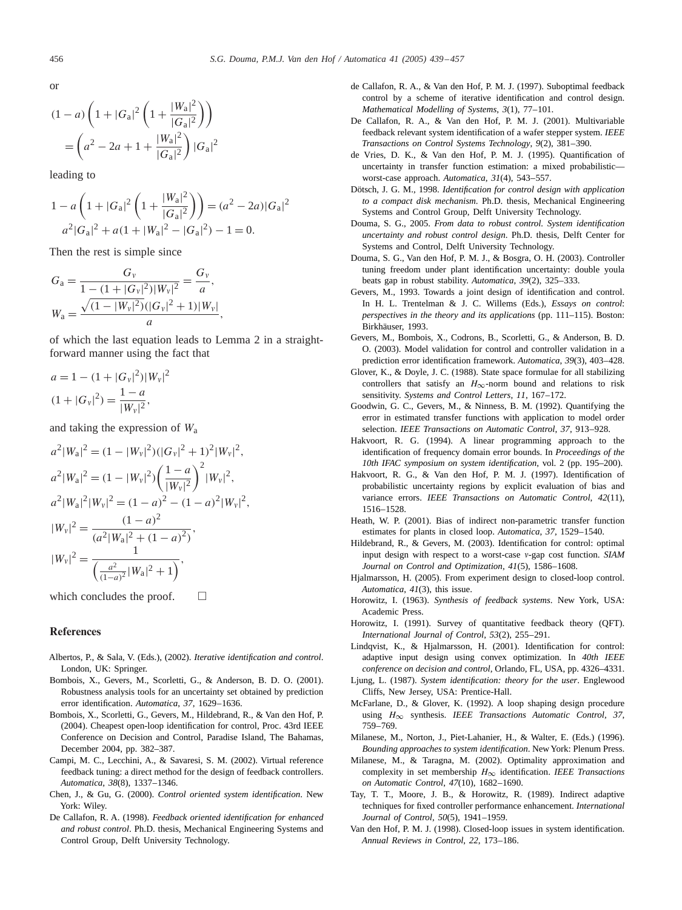or

$$(1-a)\left(1+|G_{\rm a}|^2\left(1+\frac{|W_{\rm a}|^2}{|G_{\rm a}|^2}\right)\right) = \left(a^2-2a+1+\frac{|W_{\rm a}|^2}{|G_{\rm a}|^2}\right)|G_{\rm a}|^2$$

leading to

$$1-a\left(1+|G_{\rm a}|^2\left(1+\frac{|W_{\rm a}|^2}{|G_{\rm a}|^2}\right)\right) = (a^2-2a)|G_{\rm a}|^2$$

$$a^2|G_{\rm a}|^2 + a(1+|W_{\rm a}|^2-|G_{\rm a}|^2)-1=0.$$

Then the rest is simple since

$$G_{\rm a} = \frac{G_v}{1-(1+|G_v|^2)|W_v|^2} = \frac{G_v}{a},$$

$$W_{\rm a} = \frac{\sqrt{(1-|W_v|^2)(|G_v|^2+1)|W_v|}}{a},$$

of which the last equation leads to Lemma 2 in a straightforward manner using the fact that

$$a = 1-(1+|G_v|^2)|W_v|^2$$

$$(1+|G_v|^2) = \frac{1-a}{|W_v|^2},$$

and taking the expression of $W_{\rm a}$

$$a^2|W_{\rm a}|^2 = (1-|W_v|^2)(|G_v|^2+1)^2|W_v|^2,$$

$$a^2|W_{\rm a}|^2 = (1-|W_v|^2)\left(\frac{1-a}{|W_v|^2}\right)^2|W_v|^2,$$

$$a^2|W_{\rm a}|^2|W_v|^2 = (1-a)^2-(1-a)^2|W_v|^2,$$

$$|W_v|^2 = \frac{(1-a)^2}{(a^2|W_{\rm a}|^2+(1-a)^2)},$$

$$|W_v|^2 = \frac{1}{\left(\frac{a^2}{(1-a)^2}|W_{\rm a}|^2+1\right)},$$

which concludes the proof. □

## References

Albertos, P., & Sala, V. (Eds.), (2002). *Iterative identification and control*. London, UK: Springer.

Bombois, X., Gevers, M., Scorletti, G., & Anderson, B. D. O. (2001). Robustness analysis tools for an uncertainty set obtained by prediction error identification. *Automatica*, *37*, 1629–1636.

Bombois, X., Scorletti, G., Gevers, M., Hildebrand, R., & Van den Hof, P. (2004). Cheapest open-loop identification for control, Proc. 43rd IEEE Conference on Decision and Control, Paradise Island, The Bahamas, December 2004, pp. 382–387.

Campi, M. C., Lecchini, A., & Savaresi, S. M. (2002). Virtual reference feedback tuning: a direct method for the design of feedback controllers. *Automatica*, *38*(8), 1337–1346.

Chen, J., & Gu, G. (2000). *Control oriented system identification*. New York: Wiley.

De Callafon, R. A. (1998). *Feedback oriented identification for enhanced and robust control*. Ph.D. thesis, Mechanical Engineering Systems and Control Group, Delft University Technology.

de Callafon, R. A., & Van den Hof, P. M. J. (1997). Suboptimal feedback control by a scheme of iterative identification and control design. *Mathematical Modelling of Systems*, *3*(1), 77–101.

De Callafon, R. A., & Van den Hof, P. M. J. (2001). Multivariable feedback relevant system identification of a wafer stepper system. *IEEE Transactions on Control Systems Technology*, *9*(2), 381–390.

de Vries, D. K., & Van den Hof, P. M. J. (1995). Quantification of uncertainty in transfer function estimation: a mixed probabilistic—worst-case approach. *Automatica*, *31*(4), 543–557.

Dötsch, J. G. M., 1998. *Identification for control design with application to a compact disk mechanism*. Ph.D. thesis, Mechanical Engineering Systems and Control Group, Delft University Technology.

Douma, S. G., 2005. *From data to robust control. System identification uncertainty and robust control design*. Ph.D. thesis, Delft Center for Systems and Control, Delft University Technology.

Douma, S. G., Van den Hof, P. M. J., & Bosgra, O. H. (2003). Controller tuning freedom under plant identification uncertainty: double youla beats gap in robust stability. *Automatica*, *39*(2), 325–333.

Gevers, M., 1993. Towards a joint design of identification and control. In H. L. Trentelman & J. C. Willems (Eds.), *Essays on control: perspectives in the theory and its applications* (pp. 111–115). Boston: Birkhäuser, 1993.

Gevers, M., Bombois, X., Codrons, B., Scorletti, G., & Anderson, B. D. O. (2003). Model validation for control and controller validation in a prediction error identification framework. *Automatica*, *39*(3), 403–428.

Glover, K., & Doyle, J. C. (1988). State space formulae for all stabilizing controllers that satisfy an $H_\infty$-norm bound and relations to risk sensitivity. *Systems and Control Letters*, *11*, 167–172.

Goodwin, G. C., Gevers, M., & Ninness, B. M. (1992). Quantifying the error in estimated transfer functions with application to model order selection. *IEEE Transactions on Automatic Control*, *37*, 913–928.

Hakvoort, R. G. (1994). A linear programming approach to the identification of frequency domain error bounds. In *Proceedings of the 10th IFAC symposium on system identification*, vol. 2 (pp. 195–200).

Hakvoort, R. G., & Van den Hof, P. M. J. (1997). Identification of probabilistic uncertainty regions by explicit evaluation of bias and variance errors. *IEEE Transactions on Automatic Control*, *42*(11), 1516–1528.

Heath, W. P. (2001). Bias of indirect non-parametric transfer function estimates for plants in closed loop. *Automatica*, *37*, 1529–1540.

Hildebrand, R., & Gevers, M. (2003). Identification for control: optimal input design with respect to a worst-case $\nu$-gap cost function. *SIAM Journal on Control and Optimization*, *41*(5), 1586–1608.

Hjalmarsson, H. (2005). From experiment design to closed-loop control. *Automatica*, *41*(3), this issue.

Horowitz, I. (1963). *Synthesis of feedback systems*. New York, USA: Academic Press.

Horowitz, I. (1991). Survey of quantitative feedback theory (QFT). *International Journal of Control*, *53*(2), 255–291.

Lindqvist, K., & Hjalmarsson, H. (2001). Identification for control: adaptive input design using convex optimization. In *40th IEEE conference on decision and control*, Orlando, FL, USA, pp. 4326–4331.

Ljung, L. (1987). *System identification: theory for the user*. Englewood Cliffs, New Jersey, USA: Prentice-Hall.

McFarlane, D., & Glover, K. (1992). A loop shaping design procedure using $H_\infty$ synthesis. *IEEE Transactions Automatic Control*, *37*, 759–769.

Milanese, M., Norton, J., Piet-Lahanier, H., & Walter, E. (Eds.) (1996). *Bounding approaches to system identification*. New York: Plenum Press.

Milanese, M., & Taragna, M. (2002). Optimality approximation and complexity in set membership $H_\infty$ identification. *IEEE Transactions on Automatic Control*, *47*(10), 1682–1690.

Tay, T. T., Moore, J. B., & Horowitz, R. (1989). Indirect adaptive techniques for fixed controller performance enhancement. *International Journal of Control*, *50*(5), 1941–1959.

Van den Hof, P. M. J. (1998). Closed-loop issues in system identification. *Annual Reviews in Control*, *22*, 173–186.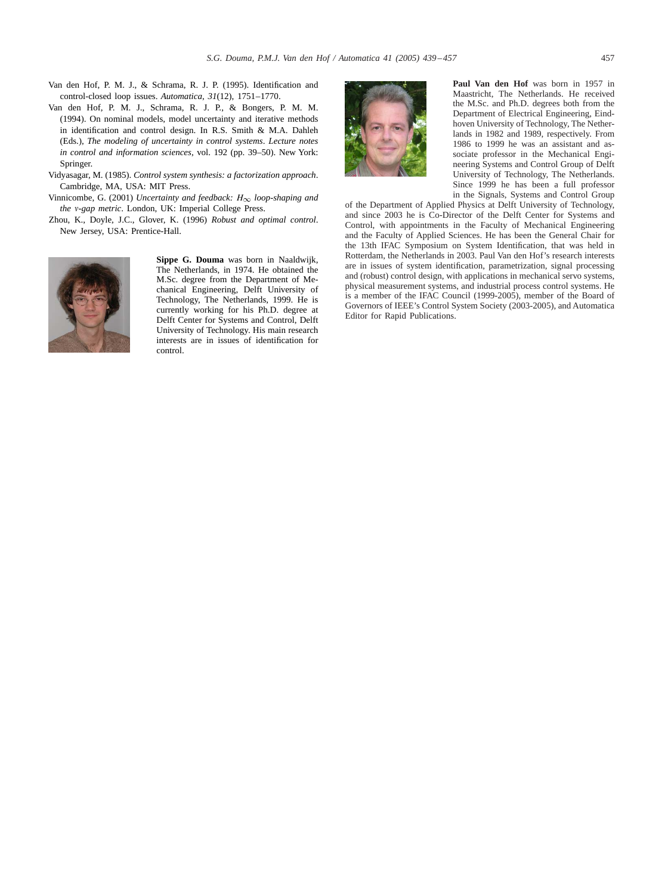Van den Hof, P. M. J., & Schrama, R. J. P. (1995). Identification and control-closed loop issues. *Automatica, 31*(12), 1751–1770.

Van den Hof, P. M. J., Schrama, R. J. P., & Bongers, P. M. M. (1994). On nominal models, model uncertainty and iterative methods in identification and control design. In R.S. Smith & M.A. Dahleh (Eds.), *The modeling of uncertainty in control systems*. *Lecture notes in control and information sciences*, vol. 192 (pp. 39–50). New York: Springer.

Vidyasagar, M. (1985). *Control system synthesis: a factorization approach*. Cambridge, MA, USA: MIT Press.

Vinnicombe, G. (2001) *Uncertainty and feedback: $H_\infty$ loop-shaping and the ν-gap metric*. London, UK: Imperial College Press.

Zhou, K., Doyle, J.C., Glover, K. (1996) *Robust and optimal control*. New Jersey, USA: Prentice-Hall.

**Sippe G. Douma** was born in Naaldwijk, The Netherlands, in 1974. He obtained the M.Sc. degree from the Department of Mechanical Engineering, Delft University of Technology, The Netherlands, 1999. He is currently working for his Ph.D. degree at Delft Center for Systems and Control, Delft University of Technology. His main research interests are in issues of identification for control.

**Paul Van den Hof** was born in 1957 in Maastricht, The Netherlands. He received the M.Sc. and Ph.D. degrees both from the Department of Electrical Engineering, Eindhoven University of Technology, The Netherlands in 1982 and 1989, respectively. From 1986 to 1999 he was an assistant and associate professor in the Mechanical Engineering Systems and Control Group of Delft University of Technology, The Netherlands. Since 1999 he has been a full professor in the Signals, Systems and Control Group of the Department of Applied Physics at Delft University of Technology, and since 2003 he is Co-Director of the Delft Center for Systems and Control, with appointments in the Faculty of Mechanical Engineering and the Faculty of Applied Sciences. He has been the General Chair for the 13th IFAC Symposium on System Identification, that was held in Rotterdam, the Netherlands in 2003. Paul Van den Hof's research interests are in issues of system identification, parametrization, signal processing and (robust) control design, with applications in mechanical servo systems, physical measurement systems, and industrial process control systems. He is a member of the IFAC Council (1999-2005), member of the Board of Governors of IEEE's Control System Society (2003-2005), and Automatica Editor for Rapid Publications.